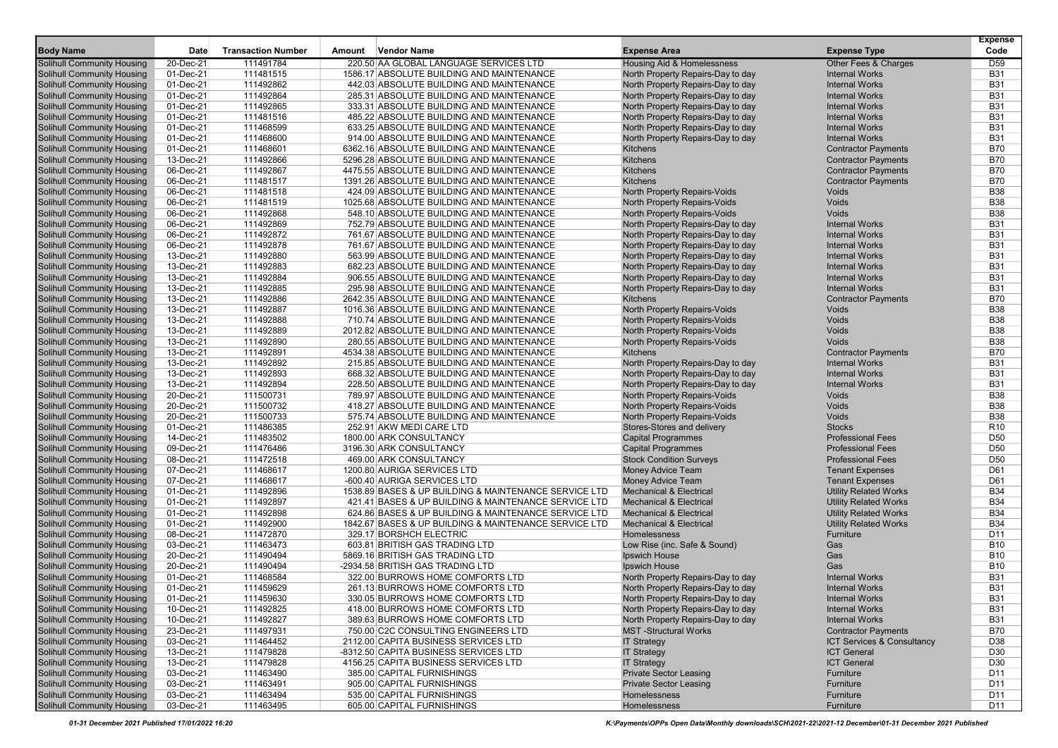| Body Name | Date | Transaction Number | Amount | Vendor Name | Expense Area | Expense Type | Expense Code |
|---|---|---|---|---|---|---|---|
| Solihull Community Housing | 20-Dec-21 | 111491784 | 220.50 | AA GLOBAL LANGUAGE SERVICES LTD | Housing Aid & Homelessness | Other Fees & Charges | D59 |
| Solihull Community Housing | 01-Dec-21 | 111481515 | 1586.17 | ABSOLUTE BUILDING AND MAINTENANCE | North Property Repairs-Day to day | Internal Works | B31 |
| Solihull Community Housing | 01-Dec-21 | 111492862 | 442.03 | ABSOLUTE BUILDING AND MAINTENANCE | North Property Repairs-Day to day | Internal Works | B31 |
| Solihull Community Housing | 01-Dec-21 | 111492864 | 285.31 | ABSOLUTE BUILDING AND MAINTENANCE | North Property Repairs-Day to day | Internal Works | B31 |
| Solihull Community Housing | 01-Dec-21 | 111492865 | 333.31 | ABSOLUTE BUILDING AND MAINTENANCE | North Property Repairs-Day to day | Internal Works | B31 |
| Solihull Community Housing | 01-Dec-21 | 111481516 | 485.22 | ABSOLUTE BUILDING AND MAINTENANCE | North Property Repairs-Day to day | Internal Works | B31 |
| Solihull Community Housing | 01-Dec-21 | 111468599 | 633.25 | ABSOLUTE BUILDING AND MAINTENANCE | North Property Repairs-Day to day | Internal Works | B31 |
| Solihull Community Housing | 01-Dec-21 | 111468600 | 914.00 | ABSOLUTE BUILDING AND MAINTENANCE | North Property Repairs-Day to day | Internal Works | B31 |
| Solihull Community Housing | 01-Dec-21 | 111468601 | 6362.16 | ABSOLUTE BUILDING AND MAINTENANCE | Kitchens | Contractor Payments | B70 |
| Solihull Community Housing | 13-Dec-21 | 111492866 | 5296.28 | ABSOLUTE BUILDING AND MAINTENANCE | Kitchens | Contractor Payments | B70 |
| Solihull Community Housing | 06-Dec-21 | 111492867 | 4475.55 | ABSOLUTE BUILDING AND MAINTENANCE | Kitchens | Contractor Payments | B70 |
| Solihull Community Housing | 06-Dec-21 | 111481517 | 1391.26 | ABSOLUTE BUILDING AND MAINTENANCE | Kitchens | Contractor Payments | B70 |
| Solihull Community Housing | 06-Dec-21 | 111481518 | 424.09 | ABSOLUTE BUILDING AND MAINTENANCE | North Property Repairs-Voids | Voids | B38 |
| Solihull Community Housing | 06-Dec-21 | 111481519 | 1025.68 | ABSOLUTE BUILDING AND MAINTENANCE | North Property Repairs-Voids | Voids | B38 |
| Solihull Community Housing | 06-Dec-21 | 111492868 | 548.10 | ABSOLUTE BUILDING AND MAINTENANCE | North Property Repairs-Voids | Voids | B38 |
| Solihull Community Housing | 06-Dec-21 | 111492869 | 752.79 | ABSOLUTE BUILDING AND MAINTENANCE | North Property Repairs-Day to day | Internal Works | B31 |
| Solihull Community Housing | 06-Dec-21 | 111492872 | 761.67 | ABSOLUTE BUILDING AND MAINTENANCE | North Property Repairs-Day to day | Internal Works | B31 |
| Solihull Community Housing | 06-Dec-21 | 111492878 | 761.67 | ABSOLUTE BUILDING AND MAINTENANCE | North Property Repairs-Day to day | Internal Works | B31 |
| Solihull Community Housing | 13-Dec-21 | 111492880 | 563.99 | ABSOLUTE BUILDING AND MAINTENANCE | North Property Repairs-Day to day | Internal Works | B31 |
| Solihull Community Housing | 13-Dec-21 | 111492883 | 682.23 | ABSOLUTE BUILDING AND MAINTENANCE | North Property Repairs-Day to day | Internal Works | B31 |
| Solihull Community Housing | 13-Dec-21 | 111492884 | 906.55 | ABSOLUTE BUILDING AND MAINTENANCE | North Property Repairs-Day to day | Internal Works | B31 |
| Solihull Community Housing | 13-Dec-21 | 111492885 | 295.98 | ABSOLUTE BUILDING AND MAINTENANCE | North Property Repairs-Day to day | Internal Works | B31 |
| Solihull Community Housing | 13-Dec-21 | 111492886 | 2642.35 | ABSOLUTE BUILDING AND MAINTENANCE | Kitchens | Contractor Payments | B70 |
| Solihull Community Housing | 13-Dec-21 | 111492887 | 1016.36 | ABSOLUTE BUILDING AND MAINTENANCE | North Property Repairs-Voids | Voids | B38 |
| Solihull Community Housing | 13-Dec-21 | 111492888 | 710.74 | ABSOLUTE BUILDING AND MAINTENANCE | North Property Repairs-Voids | Voids | B38 |
| Solihull Community Housing | 13-Dec-21 | 111492889 | 2012.82 | ABSOLUTE BUILDING AND MAINTENANCE | North Property Repairs-Voids | Voids | B38 |
| Solihull Community Housing | 13-Dec-21 | 111492890 | 280.55 | ABSOLUTE BUILDING AND MAINTENANCE | North Property Repairs-Voids | Voids | B38 |
| Solihull Community Housing | 13-Dec-21 | 111492891 | 4534.38 | ABSOLUTE BUILDING AND MAINTENANCE | Kitchens | Contractor Payments | B70 |
| Solihull Community Housing | 13-Dec-21 | 111492892 | 215.85 | ABSOLUTE BUILDING AND MAINTENANCE | North Property Repairs-Day to day | Internal Works | B31 |
| Solihull Community Housing | 13-Dec-21 | 111492893 | 668.32 | ABSOLUTE BUILDING AND MAINTENANCE | North Property Repairs-Day to day | Internal Works | B31 |
| Solihull Community Housing | 13-Dec-21 | 111492894 | 228.50 | ABSOLUTE BUILDING AND MAINTENANCE | North Property Repairs-Day to day | Internal Works | B31 |
| Solihull Community Housing | 20-Dec-21 | 111500731 | 789.97 | ABSOLUTE BUILDING AND MAINTENANCE | North Property Repairs-Voids | Voids | B38 |
| Solihull Community Housing | 20-Dec-21 | 111500732 | 418.27 | ABSOLUTE BUILDING AND MAINTENANCE | North Property Repairs-Voids | Voids | B38 |
| Solihull Community Housing | 20-Dec-21 | 111500733 | 575.74 | ABSOLUTE BUILDING AND MAINTENANCE | North Property Repairs-Voids | Voids | B38 |
| Solihull Community Housing | 01-Dec-21 | 111486385 | 252.91 | AKW MEDI CARE LTD | Stores-Stores and delivery | Stocks | R10 |
| Solihull Community Housing | 14-Dec-21 | 111483502 | 1800.00 | ARK CONSULTANCY | Capital Programmes | Professional Fees | D50 |
| Solihull Community Housing | 09-Dec-21 | 111476486 | 3196.30 | ARK CONSULTANCY | Capital Programmes | Professional Fees | D50 |
| Solihull Community Housing | 08-Dec-21 | 111472518 | 469.00 | ARK CONSULTANCY | Stock Condition Surveys | Professional Fees | D50 |
| Solihull Community Housing | 07-Dec-21 | 111468617 | 1200.80 | AURIGA SERVICES LTD | Money Advice Team | Tenant Expenses | D61 |
| Solihull Community Housing | 07-Dec-21 | 111468617 | -600.40 | AURIGA SERVICES LTD | Money Advice Team | Tenant Expenses | D61 |
| Solihull Community Housing | 01-Dec-21 | 111492896 | 1538.89 | BASES & UP BUILDING & MAINTENANCE SERVICE LTD | Mechanical & Electrical | Utility Related Works | B34 |
| Solihull Community Housing | 01-Dec-21 | 111492897 | 421.41 | BASES & UP BUILDING & MAINTENANCE SERVICE LTD | Mechanical & Electrical | Utility Related Works | B34 |
| Solihull Community Housing | 01-Dec-21 | 111492898 | 624.86 | BASES & UP BUILDING & MAINTENANCE SERVICE LTD | Mechanical & Electrical | Utility Related Works | B34 |
| Solihull Community Housing | 01-Dec-21 | 111492900 | 1842.67 | BASES & UP BUILDING & MAINTENANCE SERVICE LTD | Mechanical & Electrical | Utility Related Works | B34 |
| Solihull Community Housing | 08-Dec-21 | 111472870 | 329.17 | BORSHCH ELECTRIC | Homelessness | Furniture | D11 |
| Solihull Community Housing | 03-Dec-21 | 111463473 | 603.81 | BRITISH GAS TRADING LTD | Low Rise (inc. Safe & Sound) | Gas | B10 |
| Solihull Community Housing | 20-Dec-21 | 111490494 | 5869.16 | BRITISH GAS TRADING LTD | Ipswich House | Gas | B10 |
| Solihull Community Housing | 20-Dec-21 | 111490494 | -2934.58 | BRITISH GAS TRADING LTD | Ipswich House | Gas | B10 |
| Solihull Community Housing | 01-Dec-21 | 111468584 | 322.00 | BURROWS HOME COMFORTS LTD | North Property Repairs-Day to day | Internal Works | B31 |
| Solihull Community Housing | 01-Dec-21 | 111459629 | 261.13 | BURROWS HOME COMFORTS LTD | North Property Repairs-Day to day | Internal Works | B31 |
| Solihull Community Housing | 01-Dec-21 | 111459630 | 330.05 | BURROWS HOME COMFORTS LTD | North Property Repairs-Day to day | Internal Works | B31 |
| Solihull Community Housing | 10-Dec-21 | 111492825 | 418.00 | BURROWS HOME COMFORTS LTD | North Property Repairs-Day to day | Internal Works | B31 |
| Solihull Community Housing | 10-Dec-21 | 111492827 | 389.63 | BURROWS HOME COMFORTS LTD | North Property Repairs-Day to day | Internal Works | B31 |
| Solihull Community Housing | 23-Dec-21 | 111497931 | 750.00 | C2C CONSULTING ENGINEERS LTD | MST -Structural Works | Contractor Payments | B70 |
| Solihull Community Housing | 03-Dec-21 | 111464452 | 2112.00 | CAPITA BUSINESS SERVICES LTD | IT Strategy | ICT Services & Consultancy | D38 |
| Solihull Community Housing | 13-Dec-21 | 111479828 | -8312.50 | CAPITA BUSINESS SERVICES LTD | IT Strategy | ICT General | D30 |
| Solihull Community Housing | 13-Dec-21 | 111479828 | 4156.25 | CAPITA BUSINESS SERVICES LTD | IT Strategy | ICT General | D30 |
| Solihull Community Housing | 03-Dec-21 | 111463490 | 385.00 | CAPITAL FURNISHINGS | Private Sector Leasing | Furniture | D11 |
| Solihull Community Housing | 03-Dec-21 | 111463491 | 905.00 | CAPITAL FURNISHINGS | Private Sector Leasing | Furniture | D11 |
| Solihull Community Housing | 03-Dec-21 | 111463494 | 535.00 | CAPITAL FURNISHINGS | Homelessness | Furniture | D11 |
| Solihull Community Housing | 03-Dec-21 | 111463495 | 605.00 | CAPITAL FURNISHINGS | Homelessness | Furniture | D11 |

*01-31 December 2021 Published 17/01/2022 16:20*

*K:\Payments\OPPs Open Data\Monthly downloads\SCH\2021-22\2021-12 December\01-31 December 2021 Published*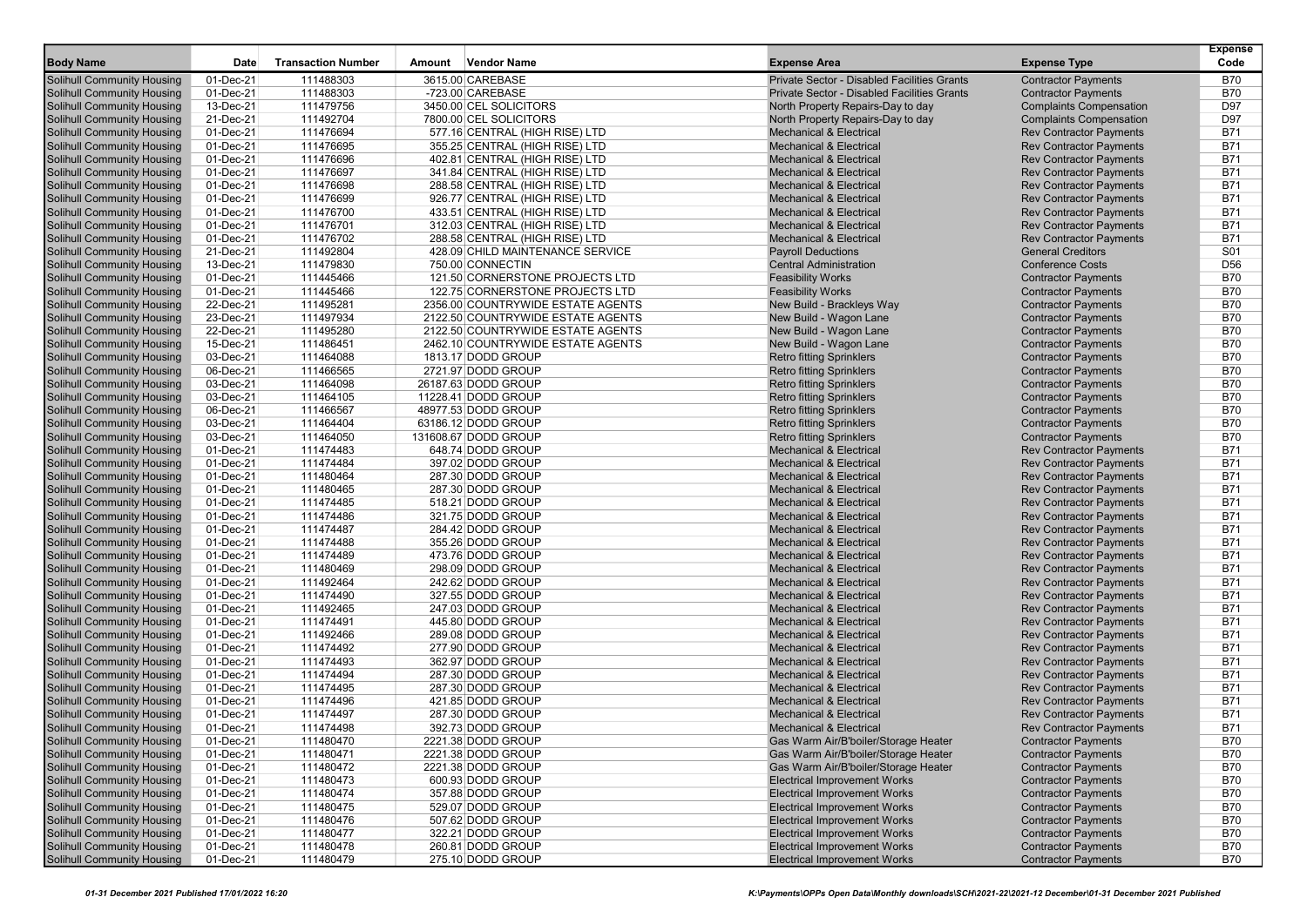| Body Name | Date | Transaction Number | Amount | Vendor Name | Expense Area | Expense Type | Expense Code |
|---|---|---|---|---|---|---|---|
| Solihull Community Housing | 01-Dec-21 | 111488303 | 3615.00 | CAREBASE | Private Sector - Disabled Facilities Grants | Contractor Payments | B70 |
| Solihull Community Housing | 01-Dec-21 | 111488303 | -723.00 | CAREBASE | Private Sector - Disabled Facilities Grants | Contractor Payments | B70 |
| Solihull Community Housing | 13-Dec-21 | 111479756 | 3450.00 | CEL SOLICITORS | North Property Repairs-Day to day | Complaints Compensation | D97 |
| Solihull Community Housing | 21-Dec-21 | 111492704 | 7800.00 | CEL SOLICITORS | North Property Repairs-Day to day | Complaints Compensation | D97 |
| Solihull Community Housing | 01-Dec-21 | 111476694 | 577.16 | CENTRAL (HIGH RISE) LTD | Mechanical & Electrical | Rev Contractor Payments | B71 |
| Solihull Community Housing | 01-Dec-21 | 111476695 | 355.25 | CENTRAL (HIGH RISE) LTD | Mechanical & Electrical | Rev Contractor Payments | B71 |
| Solihull Community Housing | 01-Dec-21 | 111476696 | 402.81 | CENTRAL (HIGH RISE) LTD | Mechanical & Electrical | Rev Contractor Payments | B71 |
| Solihull Community Housing | 01-Dec-21 | 111476697 | 341.84 | CENTRAL (HIGH RISE) LTD | Mechanical & Electrical | Rev Contractor Payments | B71 |
| Solihull Community Housing | 01-Dec-21 | 111476698 | 288.58 | CENTRAL (HIGH RISE) LTD | Mechanical & Electrical | Rev Contractor Payments | B71 |
| Solihull Community Housing | 01-Dec-21 | 111476699 | 926.77 | CENTRAL (HIGH RISE) LTD | Mechanical & Electrical | Rev Contractor Payments | B71 |
| Solihull Community Housing | 01-Dec-21 | 111476700 | 433.51 | CENTRAL (HIGH RISE) LTD | Mechanical & Electrical | Rev Contractor Payments | B71 |
| Solihull Community Housing | 01-Dec-21 | 111476701 | 312.03 | CENTRAL (HIGH RISE) LTD | Mechanical & Electrical | Rev Contractor Payments | B71 |
| Solihull Community Housing | 01-Dec-21 | 111476702 | 288.58 | CENTRAL (HIGH RISE) LTD | Mechanical & Electrical | Rev Contractor Payments | B71 |
| Solihull Community Housing | 21-Dec-21 | 111492804 | 428.09 | CHILD MAINTENANCE SERVICE | Payroll Deductions | General Creditors | S01 |
| Solihull Community Housing | 13-Dec-21 | 111479830 | 750.00 | CONNECTIN | Central Administration | Conference Costs | D56 |
| Solihull Community Housing | 01-Dec-21 | 111445466 | 121.50 | CORNERSTONE PROJECTS LTD | Feasibility Works | Contractor Payments | B70 |
| Solihull Community Housing | 01-Dec-21 | 111445466 | 122.75 | CORNERSTONE PROJECTS LTD | Feasibility Works | Contractor Payments | B70 |
| Solihull Community Housing | 22-Dec-21 | 111495281 | 2356.00 | COUNTRYWIDE ESTATE AGENTS | New Build - Brackleys Way | Contractor Payments | B70 |
| Solihull Community Housing | 23-Dec-21 | 111497934 | 2122.50 | COUNTRYWIDE ESTATE AGENTS | New Build - Wagon Lane | Contractor Payments | B70 |
| Solihull Community Housing | 22-Dec-21 | 111495280 | 2122.50 | COUNTRYWIDE ESTATE AGENTS | New Build - Wagon Lane | Contractor Payments | B70 |
| Solihull Community Housing | 15-Dec-21 | 111486451 | 2462.10 | COUNTRYWIDE ESTATE AGENTS | New Build - Wagon Lane | Contractor Payments | B70 |
| Solihull Community Housing | 03-Dec-21 | 111464088 | 1813.17 | DODD GROUP | Retro fitting Sprinklers | Contractor Payments | B70 |
| Solihull Community Housing | 06-Dec-21 | 111466565 | 2721.97 | DODD GROUP | Retro fitting Sprinklers | Contractor Payments | B70 |
| Solihull Community Housing | 03-Dec-21 | 111464098 | 26187.63 | DODD GROUP | Retro fitting Sprinklers | Contractor Payments | B70 |
| Solihull Community Housing | 03-Dec-21 | 111464105 | 11228.41 | DODD GROUP | Retro fitting Sprinklers | Contractor Payments | B70 |
| Solihull Community Housing | 06-Dec-21 | 111466567 | 48977.53 | DODD GROUP | Retro fitting Sprinklers | Contractor Payments | B70 |
| Solihull Community Housing | 03-Dec-21 | 111464404 | 63186.12 | DODD GROUP | Retro fitting Sprinklers | Contractor Payments | B70 |
| Solihull Community Housing | 03-Dec-21 | 111464050 | 131608.67 | DODD GROUP | Retro fitting Sprinklers | Contractor Payments | B70 |
| Solihull Community Housing | 01-Dec-21 | 111474483 | 648.74 | DODD GROUP | Mechanical & Electrical | Rev Contractor Payments | B71 |
| Solihull Community Housing | 01-Dec-21 | 111474484 | 397.02 | DODD GROUP | Mechanical & Electrical | Rev Contractor Payments | B71 |
| Solihull Community Housing | 01-Dec-21 | 111480464 | 287.30 | DODD GROUP | Mechanical & Electrical | Rev Contractor Payments | B71 |
| Solihull Community Housing | 01-Dec-21 | 111480465 | 287.30 | DODD GROUP | Mechanical & Electrical | Rev Contractor Payments | B71 |
| Solihull Community Housing | 01-Dec-21 | 111474485 | 518.21 | DODD GROUP | Mechanical & Electrical | Rev Contractor Payments | B71 |
| Solihull Community Housing | 01-Dec-21 | 111474486 | 321.75 | DODD GROUP | Mechanical & Electrical | Rev Contractor Payments | B71 |
| Solihull Community Housing | 01-Dec-21 | 111474487 | 284.42 | DODD GROUP | Mechanical & Electrical | Rev Contractor Payments | B71 |
| Solihull Community Housing | 01-Dec-21 | 111474488 | 355.26 | DODD GROUP | Mechanical & Electrical | Rev Contractor Payments | B71 |
| Solihull Community Housing | 01-Dec-21 | 111474489 | 473.76 | DODD GROUP | Mechanical & Electrical | Rev Contractor Payments | B71 |
| Solihull Community Housing | 01-Dec-21 | 111480469 | 298.09 | DODD GROUP | Mechanical & Electrical | Rev Contractor Payments | B71 |
| Solihull Community Housing | 01-Dec-21 | 111492464 | 242.62 | DODD GROUP | Mechanical & Electrical | Rev Contractor Payments | B71 |
| Solihull Community Housing | 01-Dec-21 | 111474490 | 327.55 | DODD GROUP | Mechanical & Electrical | Rev Contractor Payments | B71 |
| Solihull Community Housing | 01-Dec-21 | 111492465 | 247.03 | DODD GROUP | Mechanical & Electrical | Rev Contractor Payments | B71 |
| Solihull Community Housing | 01-Dec-21 | 111474491 | 445.80 | DODD GROUP | Mechanical & Electrical | Rev Contractor Payments | B71 |
| Solihull Community Housing | 01-Dec-21 | 111492466 | 289.08 | DODD GROUP | Mechanical & Electrical | Rev Contractor Payments | B71 |
| Solihull Community Housing | 01-Dec-21 | 111474492 | 277.90 | DODD GROUP | Mechanical & Electrical | Rev Contractor Payments | B71 |
| Solihull Community Housing | 01-Dec-21 | 111474493 | 362.97 | DODD GROUP | Mechanical & Electrical | Rev Contractor Payments | B71 |
| Solihull Community Housing | 01-Dec-21 | 111474494 | 287.30 | DODD GROUP | Mechanical & Electrical | Rev Contractor Payments | B71 |
| Solihull Community Housing | 01-Dec-21 | 111474495 | 287.30 | DODD GROUP | Mechanical & Electrical | Rev Contractor Payments | B71 |
| Solihull Community Housing | 01-Dec-21 | 111474496 | 421.85 | DODD GROUP | Mechanical & Electrical | Rev Contractor Payments | B71 |
| Solihull Community Housing | 01-Dec-21 | 111474497 | 287.30 | DODD GROUP | Mechanical & Electrical | Rev Contractor Payments | B71 |
| Solihull Community Housing | 01-Dec-21 | 111474498 | 392.73 | DODD GROUP | Mechanical & Electrical | Rev Contractor Payments | B71 |
| Solihull Community Housing | 01-Dec-21 | 111480470 | 2221.38 | DODD GROUP | Gas Warm Air/B'boiler/Storage Heater | Contractor Payments | B70 |
| Solihull Community Housing | 01-Dec-21 | 111480471 | 2221.38 | DODD GROUP | Gas Warm Air/B'boiler/Storage Heater | Contractor Payments | B70 |
| Solihull Community Housing | 01-Dec-21 | 111480472 | 2221.38 | DODD GROUP | Gas Warm Air/B'boiler/Storage Heater | Contractor Payments | B70 |
| Solihull Community Housing | 01-Dec-21 | 111480473 | 600.93 | DODD GROUP | Electrical Improvement Works | Contractor Payments | B70 |
| Solihull Community Housing | 01-Dec-21 | 111480474 | 357.88 | DODD GROUP | Electrical Improvement Works | Contractor Payments | B70 |
| Solihull Community Housing | 01-Dec-21 | 111480475 | 529.07 | DODD GROUP | Electrical Improvement Works | Contractor Payments | B70 |
| Solihull Community Housing | 01-Dec-21 | 111480476 | 507.62 | DODD GROUP | Electrical Improvement Works | Contractor Payments | B70 |
| Solihull Community Housing | 01-Dec-21 | 111480477 | 322.21 | DODD GROUP | Electrical Improvement Works | Contractor Payments | B70 |
| Solihull Community Housing | 01-Dec-21 | 111480478 | 260.81 | DODD GROUP | Electrical Improvement Works | Contractor Payments | B70 |
| Solihull Community Housing | 01-Dec-21 | 111480479 | 275.10 | DODD GROUP | Electrical Improvement Works | Contractor Payments | B70 |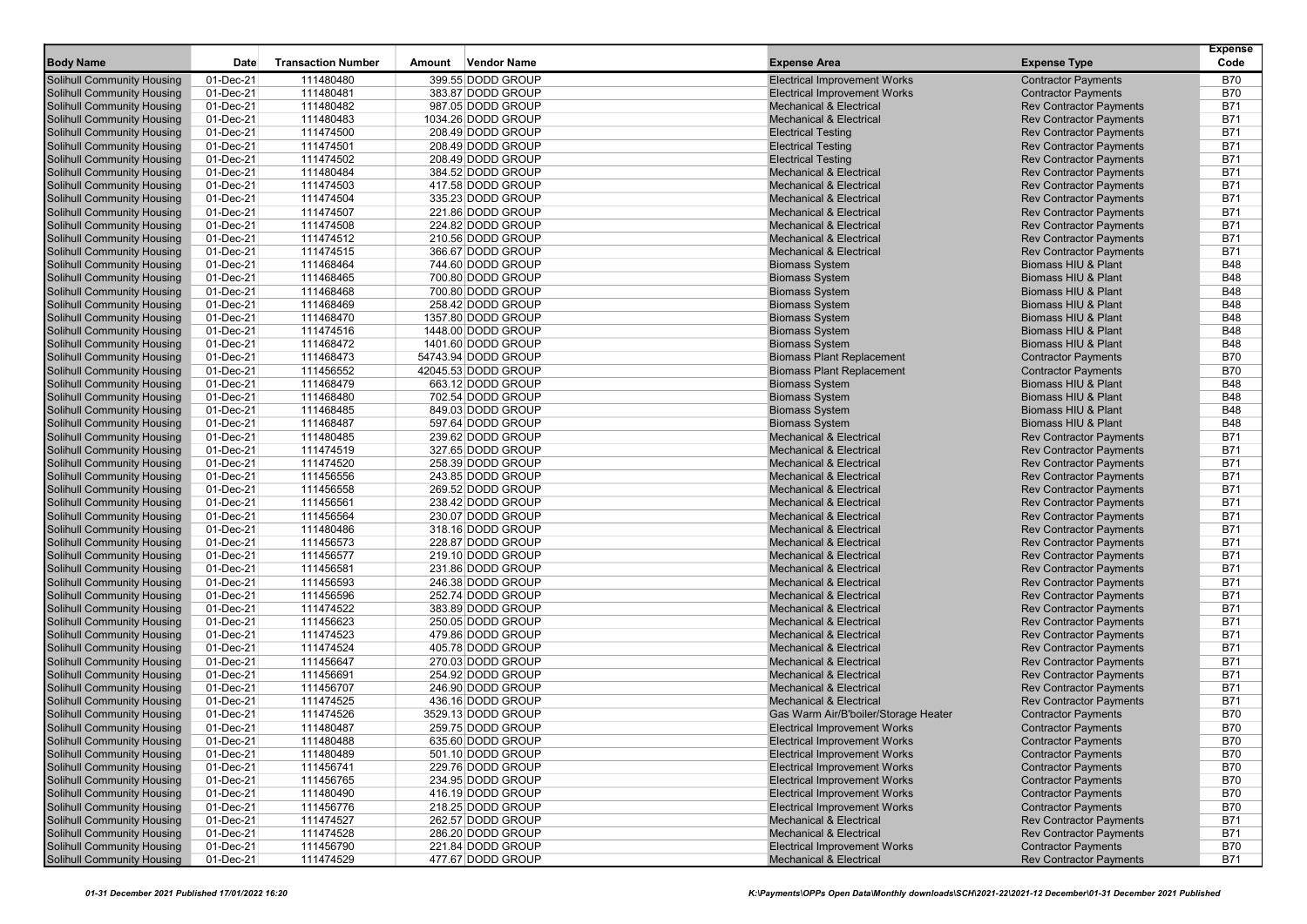| Body Name | Date | Transaction Number | Amount | Vendor Name | Expense Area | Expense Type | Expense Code |
|---|---|---|---|---|---|---|---|
| Solihull Community Housing | 01-Dec-21 | 111480480 | 399.55 | DODD GROUP | Electrical Improvement Works | Contractor Payments | B70 |
| Solihull Community Housing | 01-Dec-21 | 111480481 | 383.87 | DODD GROUP | Electrical Improvement Works | Contractor Payments | B70 |
| Solihull Community Housing | 01-Dec-21 | 111480482 | 987.05 | DODD GROUP | Mechanical & Electrical | Rev Contractor Payments | B71 |
| Solihull Community Housing | 01-Dec-21 | 111480483 | 1034.26 | DODD GROUP | Mechanical & Electrical | Rev Contractor Payments | B71 |
| Solihull Community Housing | 01-Dec-21 | 111474500 | 208.49 | DODD GROUP | Electrical Testing | Rev Contractor Payments | B71 |
| Solihull Community Housing | 01-Dec-21 | 111474501 | 208.49 | DODD GROUP | Electrical Testing | Rev Contractor Payments | B71 |
| Solihull Community Housing | 01-Dec-21 | 111474502 | 208.49 | DODD GROUP | Electrical Testing | Rev Contractor Payments | B71 |
| Solihull Community Housing | 01-Dec-21 | 111480484 | 384.52 | DODD GROUP | Mechanical & Electrical | Rev Contractor Payments | B71 |
| Solihull Community Housing | 01-Dec-21 | 111474503 | 417.58 | DODD GROUP | Mechanical & Electrical | Rev Contractor Payments | B71 |
| Solihull Community Housing | 01-Dec-21 | 111474504 | 335.23 | DODD GROUP | Mechanical & Electrical | Rev Contractor Payments | B71 |
| Solihull Community Housing | 01-Dec-21 | 111474507 | 221.86 | DODD GROUP | Mechanical & Electrical | Rev Contractor Payments | B71 |
| Solihull Community Housing | 01-Dec-21 | 111474508 | 224.82 | DODD GROUP | Mechanical & Electrical | Rev Contractor Payments | B71 |
| Solihull Community Housing | 01-Dec-21 | 111474512 | 210.56 | DODD GROUP | Mechanical & Electrical | Rev Contractor Payments | B71 |
| Solihull Community Housing | 01-Dec-21 | 111474515 | 366.67 | DODD GROUP | Mechanical & Electrical | Rev Contractor Payments | B71 |
| Solihull Community Housing | 01-Dec-21 | 111468464 | 744.60 | DODD GROUP | Biomass System | Biomass HIU & Plant | B48 |
| Solihull Community Housing | 01-Dec-21 | 111468465 | 700.80 | DODD GROUP | Biomass System | Biomass HIU & Plant | B48 |
| Solihull Community Housing | 01-Dec-21 | 111468468 | 700.80 | DODD GROUP | Biomass System | Biomass HIU & Plant | B48 |
| Solihull Community Housing | 01-Dec-21 | 111468469 | 258.42 | DODD GROUP | Biomass System | Biomass HIU & Plant | B48 |
| Solihull Community Housing | 01-Dec-21 | 111468470 | 1357.80 | DODD GROUP | Biomass System | Biomass HIU & Plant | B48 |
| Solihull Community Housing | 01-Dec-21 | 111474516 | 1448.00 | DODD GROUP | Biomass System | Biomass HIU & Plant | B48 |
| Solihull Community Housing | 01-Dec-21 | 111468472 | 1401.60 | DODD GROUP | Biomass System | Biomass HIU & Plant | B48 |
| Solihull Community Housing | 01-Dec-21 | 111468473 | 54743.94 | DODD GROUP | Biomass Plant Replacement | Contractor Payments | B70 |
| Solihull Community Housing | 01-Dec-21 | 111456552 | 42045.53 | DODD GROUP | Biomass Plant Replacement | Contractor Payments | B70 |
| Solihull Community Housing | 01-Dec-21 | 111468479 | 663.12 | DODD GROUP | Biomass System | Biomass HIU & Plant | B48 |
| Solihull Community Housing | 01-Dec-21 | 111468480 | 702.54 | DODD GROUP | Biomass System | Biomass HIU & Plant | B48 |
| Solihull Community Housing | 01-Dec-21 | 111468485 | 849.03 | DODD GROUP | Biomass System | Biomass HIU & Plant | B48 |
| Solihull Community Housing | 01-Dec-21 | 111468487 | 597.64 | DODD GROUP | Biomass System | Biomass HIU & Plant | B48 |
| Solihull Community Housing | 01-Dec-21 | 111480485 | 239.62 | DODD GROUP | Mechanical & Electrical | Rev Contractor Payments | B71 |
| Solihull Community Housing | 01-Dec-21 | 111474519 | 327.65 | DODD GROUP | Mechanical & Electrical | Rev Contractor Payments | B71 |
| Solihull Community Housing | 01-Dec-21 | 111474520 | 258.39 | DODD GROUP | Mechanical & Electrical | Rev Contractor Payments | B71 |
| Solihull Community Housing | 01-Dec-21 | 111456556 | 243.85 | DODD GROUP | Mechanical & Electrical | Rev Contractor Payments | B71 |
| Solihull Community Housing | 01-Dec-21 | 111456558 | 269.52 | DODD GROUP | Mechanical & Electrical | Rev Contractor Payments | B71 |
| Solihull Community Housing | 01-Dec-21 | 111456561 | 238.42 | DODD GROUP | Mechanical & Electrical | Rev Contractor Payments | B71 |
| Solihull Community Housing | 01-Dec-21 | 111456564 | 230.07 | DODD GROUP | Mechanical & Electrical | Rev Contractor Payments | B71 |
| Solihull Community Housing | 01-Dec-21 | 111480486 | 318.16 | DODD GROUP | Mechanical & Electrical | Rev Contractor Payments | B71 |
| Solihull Community Housing | 01-Dec-21 | 111456573 | 228.87 | DODD GROUP | Mechanical & Electrical | Rev Contractor Payments | B71 |
| Solihull Community Housing | 01-Dec-21 | 111456577 | 219.10 | DODD GROUP | Mechanical & Electrical | Rev Contractor Payments | B71 |
| Solihull Community Housing | 01-Dec-21 | 111456581 | 231.86 | DODD GROUP | Mechanical & Electrical | Rev Contractor Payments | B71 |
| Solihull Community Housing | 01-Dec-21 | 111456593 | 246.38 | DODD GROUP | Mechanical & Electrical | Rev Contractor Payments | B71 |
| Solihull Community Housing | 01-Dec-21 | 111456596 | 252.74 | DODD GROUP | Mechanical & Electrical | Rev Contractor Payments | B71 |
| Solihull Community Housing | 01-Dec-21 | 111474522 | 383.89 | DODD GROUP | Mechanical & Electrical | Rev Contractor Payments | B71 |
| Solihull Community Housing | 01-Dec-21 | 111456623 | 250.05 | DODD GROUP | Mechanical & Electrical | Rev Contractor Payments | B71 |
| Solihull Community Housing | 01-Dec-21 | 111474523 | 479.86 | DODD GROUP | Mechanical & Electrical | Rev Contractor Payments | B71 |
| Solihull Community Housing | 01-Dec-21 | 111474524 | 405.78 | DODD GROUP | Mechanical & Electrical | Rev Contractor Payments | B71 |
| Solihull Community Housing | 01-Dec-21 | 111456647 | 270.03 | DODD GROUP | Mechanical & Electrical | Rev Contractor Payments | B71 |
| Solihull Community Housing | 01-Dec-21 | 111456691 | 254.92 | DODD GROUP | Mechanical & Electrical | Rev Contractor Payments | B71 |
| Solihull Community Housing | 01-Dec-21 | 111456707 | 246.90 | DODD GROUP | Mechanical & Electrical | Rev Contractor Payments | B71 |
| Solihull Community Housing | 01-Dec-21 | 111474525 | 436.16 | DODD GROUP | Mechanical & Electrical | Rev Contractor Payments | B71 |
| Solihull Community Housing | 01-Dec-21 | 111474526 | 3529.13 | DODD GROUP | Gas Warm Air/B'boiler/Storage Heater | Contractor Payments | B70 |
| Solihull Community Housing | 01-Dec-21 | 111480487 | 259.75 | DODD GROUP | Electrical Improvement Works | Contractor Payments | B70 |
| Solihull Community Housing | 01-Dec-21 | 111480488 | 635.60 | DODD GROUP | Electrical Improvement Works | Contractor Payments | B70 |
| Solihull Community Housing | 01-Dec-21 | 111480489 | 501.10 | DODD GROUP | Electrical Improvement Works | Contractor Payments | B70 |
| Solihull Community Housing | 01-Dec-21 | 111456741 | 229.76 | DODD GROUP | Electrical Improvement Works | Contractor Payments | B70 |
| Solihull Community Housing | 01-Dec-21 | 111456765 | 234.95 | DODD GROUP | Electrical Improvement Works | Contractor Payments | B70 |
| Solihull Community Housing | 01-Dec-21 | 111480490 | 416.19 | DODD GROUP | Electrical Improvement Works | Contractor Payments | B70 |
| Solihull Community Housing | 01-Dec-21 | 111456776 | 218.25 | DODD GROUP | Electrical Improvement Works | Contractor Payments | B70 |
| Solihull Community Housing | 01-Dec-21 | 111474527 | 262.57 | DODD GROUP | Mechanical & Electrical | Rev Contractor Payments | B71 |
| Solihull Community Housing | 01-Dec-21 | 111474528 | 286.20 | DODD GROUP | Mechanical & Electrical | Rev Contractor Payments | B71 |
| Solihull Community Housing | 01-Dec-21 | 111456790 | 221.84 | DODD GROUP | Electrical Improvement Works | Contractor Payments | B70 |
| Solihull Community Housing | 01-Dec-21 | 111474529 | 477.67 | DODD GROUP | Mechanical & Electrical | Rev Contractor Payments | B71 |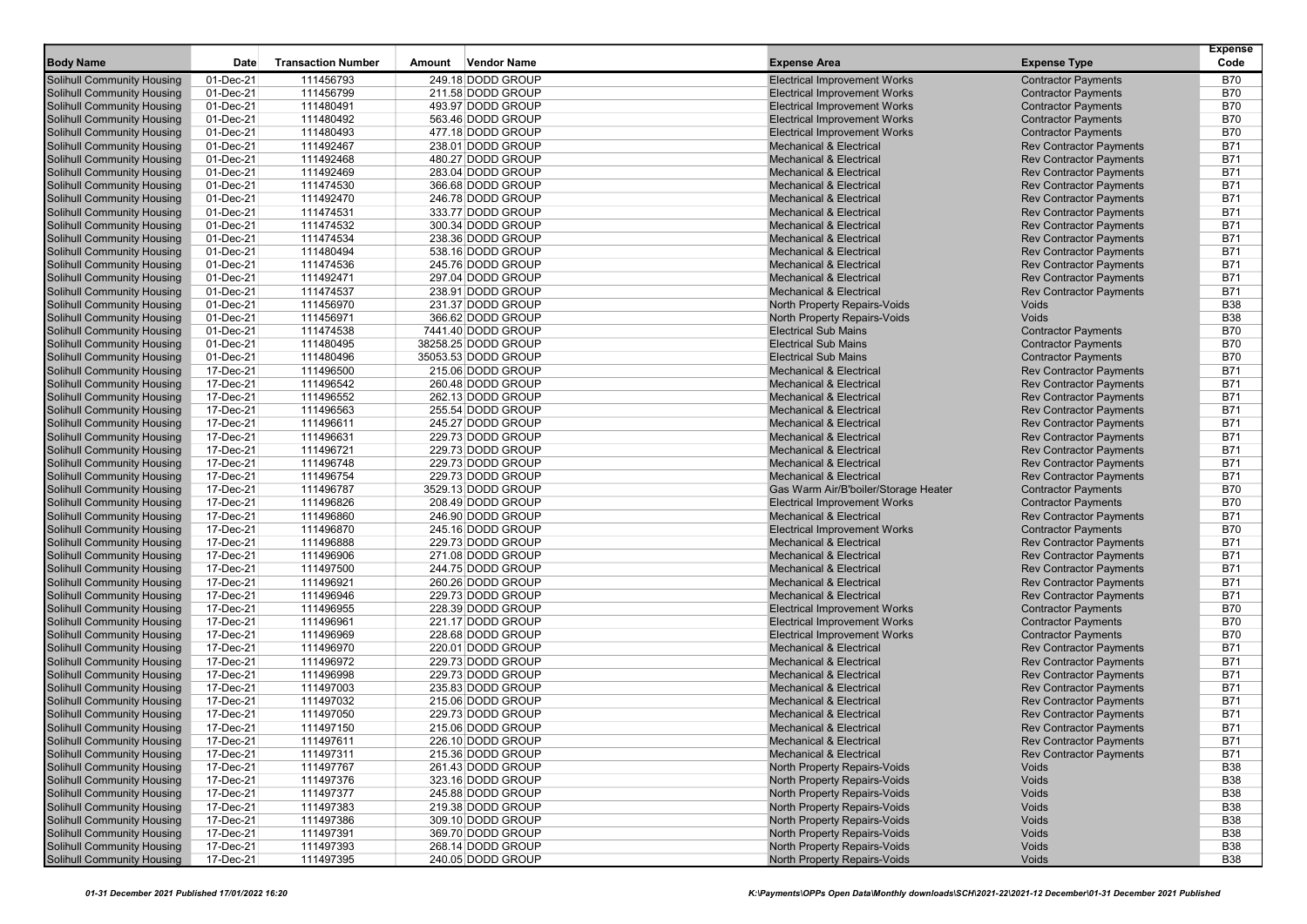| Body Name | Date | Transaction Number | Amount | Vendor Name | Expense Area | Expense Type | Expense Code |
|---|---|---|---|---|---|---|---|
| Solihull Community Housing | 01-Dec-21 | 111456793 | 249.18 | DODD GROUP | Electrical Improvement Works | Contractor Payments | B70 |
| Solihull Community Housing | 01-Dec-21 | 111456799 | 211.58 | DODD GROUP | Electrical Improvement Works | Contractor Payments | B70 |
| Solihull Community Housing | 01-Dec-21 | 111480491 | 493.97 | DODD GROUP | Electrical Improvement Works | Contractor Payments | B70 |
| Solihull Community Housing | 01-Dec-21 | 111480492 | 563.46 | DODD GROUP | Electrical Improvement Works | Contractor Payments | B70 |
| Solihull Community Housing | 01-Dec-21 | 111480493 | 477.18 | DODD GROUP | Electrical Improvement Works | Contractor Payments | B70 |
| Solihull Community Housing | 01-Dec-21 | 111492467 | 238.01 | DODD GROUP | Mechanical & Electrical | Rev Contractor Payments | B71 |
| Solihull Community Housing | 01-Dec-21 | 111492468 | 480.27 | DODD GROUP | Mechanical & Electrical | Rev Contractor Payments | B71 |
| Solihull Community Housing | 01-Dec-21 | 111492469 | 283.04 | DODD GROUP | Mechanical & Electrical | Rev Contractor Payments | B71 |
| Solihull Community Housing | 01-Dec-21 | 111474530 | 366.68 | DODD GROUP | Mechanical & Electrical | Rev Contractor Payments | B71 |
| Solihull Community Housing | 01-Dec-21 | 111492470 | 246.78 | DODD GROUP | Mechanical & Electrical | Rev Contractor Payments | B71 |
| Solihull Community Housing | 01-Dec-21 | 111474531 | 333.77 | DODD GROUP | Mechanical & Electrical | Rev Contractor Payments | B71 |
| Solihull Community Housing | 01-Dec-21 | 111474532 | 300.34 | DODD GROUP | Mechanical & Electrical | Rev Contractor Payments | B71 |
| Solihull Community Housing | 01-Dec-21 | 111474534 | 238.36 | DODD GROUP | Mechanical & Electrical | Rev Contractor Payments | B71 |
| Solihull Community Housing | 01-Dec-21 | 111480494 | 538.16 | DODD GROUP | Mechanical & Electrical | Rev Contractor Payments | B71 |
| Solihull Community Housing | 01-Dec-21 | 111474536 | 245.76 | DODD GROUP | Mechanical & Electrical | Rev Contractor Payments | B71 |
| Solihull Community Housing | 01-Dec-21 | 111492471 | 297.04 | DODD GROUP | Mechanical & Electrical | Rev Contractor Payments | B71 |
| Solihull Community Housing | 01-Dec-21 | 111474537 | 238.91 | DODD GROUP | Mechanical & Electrical | Rev Contractor Payments | B71 |
| Solihull Community Housing | 01-Dec-21 | 111456970 | 231.37 | DODD GROUP | North Property Repairs-Voids | Voids | B38 |
| Solihull Community Housing | 01-Dec-21 | 111456971 | 366.62 | DODD GROUP | North Property Repairs-Voids | Voids | B38 |
| Solihull Community Housing | 01-Dec-21 | 111474538 | 7441.40 | DODD GROUP | Electrical Sub Mains | Contractor Payments | B70 |
| Solihull Community Housing | 01-Dec-21 | 111480495 | 38258.25 | DODD GROUP | Electrical Sub Mains | Contractor Payments | B70 |
| Solihull Community Housing | 01-Dec-21 | 111480496 | 35053.53 | DODD GROUP | Electrical Sub Mains | Contractor Payments | B70 |
| Solihull Community Housing | 17-Dec-21 | 111496500 | 215.06 | DODD GROUP | Mechanical & Electrical | Rev Contractor Payments | B71 |
| Solihull Community Housing | 17-Dec-21 | 111496542 | 260.48 | DODD GROUP | Mechanical & Electrical | Rev Contractor Payments | B71 |
| Solihull Community Housing | 17-Dec-21 | 111496552 | 262.13 | DODD GROUP | Mechanical & Electrical | Rev Contractor Payments | B71 |
| Solihull Community Housing | 17-Dec-21 | 111496563 | 255.54 | DODD GROUP | Mechanical & Electrical | Rev Contractor Payments | B71 |
| Solihull Community Housing | 17-Dec-21 | 111496611 | 245.27 | DODD GROUP | Mechanical & Electrical | Rev Contractor Payments | B71 |
| Solihull Community Housing | 17-Dec-21 | 111496631 | 229.73 | DODD GROUP | Mechanical & Electrical | Rev Contractor Payments | B71 |
| Solihull Community Housing | 17-Dec-21 | 111496721 | 229.73 | DODD GROUP | Mechanical & Electrical | Rev Contractor Payments | B71 |
| Solihull Community Housing | 17-Dec-21 | 111496748 | 229.73 | DODD GROUP | Mechanical & Electrical | Rev Contractor Payments | B71 |
| Solihull Community Housing | 17-Dec-21 | 111496754 | 229.73 | DODD GROUP | Mechanical & Electrical | Rev Contractor Payments | B71 |
| Solihull Community Housing | 17-Dec-21 | 111496787 | 3529.13 | DODD GROUP | Gas Warm Air/B'boiler/Storage Heater | Contractor Payments | B70 |
| Solihull Community Housing | 17-Dec-21 | 111496826 | 208.49 | DODD GROUP | Electrical Improvement Works | Contractor Payments | B70 |
| Solihull Community Housing | 17-Dec-21 | 111496860 | 246.90 | DODD GROUP | Mechanical & Electrical | Rev Contractor Payments | B71 |
| Solihull Community Housing | 17-Dec-21 | 111496870 | 245.16 | DODD GROUP | Electrical Improvement Works | Contractor Payments | B70 |
| Solihull Community Housing | 17-Dec-21 | 111496888 | 229.73 | DODD GROUP | Mechanical & Electrical | Rev Contractor Payments | B71 |
| Solihull Community Housing | 17-Dec-21 | 111496906 | 271.08 | DODD GROUP | Mechanical & Electrical | Rev Contractor Payments | B71 |
| Solihull Community Housing | 17-Dec-21 | 111497500 | 244.75 | DODD GROUP | Mechanical & Electrical | Rev Contractor Payments | B71 |
| Solihull Community Housing | 17-Dec-21 | 111496921 | 260.26 | DODD GROUP | Mechanical & Electrical | Rev Contractor Payments | B71 |
| Solihull Community Housing | 17-Dec-21 | 111496946 | 229.73 | DODD GROUP | Mechanical & Electrical | Rev Contractor Payments | B71 |
| Solihull Community Housing | 17-Dec-21 | 111496955 | 228.39 | DODD GROUP | Electrical Improvement Works | Contractor Payments | B70 |
| Solihull Community Housing | 17-Dec-21 | 111496961 | 221.17 | DODD GROUP | Electrical Improvement Works | Contractor Payments | B70 |
| Solihull Community Housing | 17-Dec-21 | 111496969 | 228.68 | DODD GROUP | Electrical Improvement Works | Contractor Payments | B70 |
| Solihull Community Housing | 17-Dec-21 | 111496970 | 220.01 | DODD GROUP | Mechanical & Electrical | Rev Contractor Payments | B71 |
| Solihull Community Housing | 17-Dec-21 | 111496972 | 229.73 | DODD GROUP | Mechanical & Electrical | Rev Contractor Payments | B71 |
| Solihull Community Housing | 17-Dec-21 | 111496998 | 229.73 | DODD GROUP | Mechanical & Electrical | Rev Contractor Payments | B71 |
| Solihull Community Housing | 17-Dec-21 | 111497003 | 235.83 | DODD GROUP | Mechanical & Electrical | Rev Contractor Payments | B71 |
| Solihull Community Housing | 17-Dec-21 | 111497032 | 215.06 | DODD GROUP | Mechanical & Electrical | Rev Contractor Payments | B71 |
| Solihull Community Housing | 17-Dec-21 | 111497050 | 229.73 | DODD GROUP | Mechanical & Electrical | Rev Contractor Payments | B71 |
| Solihull Community Housing | 17-Dec-21 | 111497150 | 215.06 | DODD GROUP | Mechanical & Electrical | Rev Contractor Payments | B71 |
| Solihull Community Housing | 17-Dec-21 | 111497611 | 226.10 | DODD GROUP | Mechanical & Electrical | Rev Contractor Payments | B71 |
| Solihull Community Housing | 17-Dec-21 | 111497311 | 215.36 | DODD GROUP | Mechanical & Electrical | Rev Contractor Payments | B71 |
| Solihull Community Housing | 17-Dec-21 | 111497767 | 261.43 | DODD GROUP | North Property Repairs-Voids | Voids | B38 |
| Solihull Community Housing | 17-Dec-21 | 111497376 | 323.16 | DODD GROUP | North Property Repairs-Voids | Voids | B38 |
| Solihull Community Housing | 17-Dec-21 | 111497377 | 245.88 | DODD GROUP | North Property Repairs-Voids | Voids | B38 |
| Solihull Community Housing | 17-Dec-21 | 111497383 | 219.38 | DODD GROUP | North Property Repairs-Voids | Voids | B38 |
| Solihull Community Housing | 17-Dec-21 | 111497386 | 309.10 | DODD GROUP | North Property Repairs-Voids | Voids | B38 |
| Solihull Community Housing | 17-Dec-21 | 111497391 | 369.70 | DODD GROUP | North Property Repairs-Voids | Voids | B38 |
| Solihull Community Housing | 17-Dec-21 | 111497393 | 268.14 | DODD GROUP | North Property Repairs-Voids | Voids | B38 |
| Solihull Community Housing | 17-Dec-21 | 111497395 | 240.05 | DODD GROUP | North Property Repairs-Voids | Voids | B38 |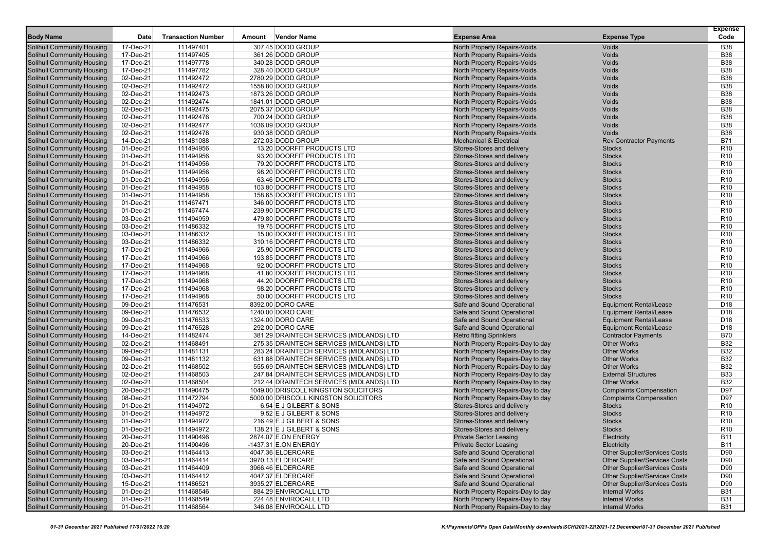| Body Name | Date | Transaction Number | Amount | Vendor Name | Expense Area | Expense Type | Expense Code |
|---|---|---|---|---|---|---|---|
| Solihull Community Housing | 17-Dec-21 | 111497401 | 307.45 | DODD GROUP | North Property Repairs-Voids | Voids | B38 |
| Solihull Community Housing | 17-Dec-21 | 111497405 | 361.26 | DODD GROUP | North Property Repairs-Voids | Voids | B38 |
| Solihull Community Housing | 17-Dec-21 | 111497778 | 340.28 | DODD GROUP | North Property Repairs-Voids | Voids | B38 |
| Solihull Community Housing | 17-Dec-21 | 111497782 | 328.40 | DODD GROUP | North Property Repairs-Voids | Voids | B38 |
| Solihull Community Housing | 02-Dec-21 | 111492472 | 2780.29 | DODD GROUP | North Property Repairs-Voids | Voids | B38 |
| Solihull Community Housing | 02-Dec-21 | 111492472 | 1558.80 | DODD GROUP | North Property Repairs-Voids | Voids | B38 |
| Solihull Community Housing | 02-Dec-21 | 111492473 | 1873.26 | DODD GROUP | North Property Repairs-Voids | Voids | B38 |
| Solihull Community Housing | 02-Dec-21 | 111492474 | 1841.01 | DODD GROUP | North Property Repairs-Voids | Voids | B38 |
| Solihull Community Housing | 02-Dec-21 | 111492475 | 2075.37 | DODD GROUP | North Property Repairs-Voids | Voids | B38 |
| Solihull Community Housing | 02-Dec-21 | 111492476 | 700.24 | DODD GROUP | North Property Repairs-Voids | Voids | B38 |
| Solihull Community Housing | 02-Dec-21 | 111492477 | 1036.09 | DODD GROUP | North Property Repairs-Voids | Voids | B38 |
| Solihull Community Housing | 02-Dec-21 | 111492478 | 930.38 | DODD GROUP | North Property Repairs-Voids | Voids | B38 |
| Solihull Community Housing | 14-Dec-21 | 111481088 | 272.03 | DODD GROUP | Mechanical & Electrical | Rev Contractor Payments | B71 |
| Solihull Community Housing | 01-Dec-21 | 111494956 | 13.20 | DOORFIT PRODUCTS LTD | Stores-Stores and delivery | Stocks | R10 |
| Solihull Community Housing | 01-Dec-21 | 111494956 | 93.20 | DOORFIT PRODUCTS LTD | Stores-Stores and delivery | Stocks | R10 |
| Solihull Community Housing | 01-Dec-21 | 111494956 | 79.20 | DOORFIT PRODUCTS LTD | Stores-Stores and delivery | Stocks | R10 |
| Solihull Community Housing | 01-Dec-21 | 111494956 | 98.20 | DOORFIT PRODUCTS LTD | Stores-Stores and delivery | Stocks | R10 |
| Solihull Community Housing | 01-Dec-21 | 111494956 | 63.46 | DOORFIT PRODUCTS LTD | Stores-Stores and delivery | Stocks | R10 |
| Solihull Community Housing | 01-Dec-21 | 111494958 | 103.80 | DOORFIT PRODUCTS LTD | Stores-Stores and delivery | Stocks | R10 |
| Solihull Community Housing | 01-Dec-21 | 111494958 | 158.65 | DOORFIT PRODUCTS LTD | Stores-Stores and delivery | Stocks | R10 |
| Solihull Community Housing | 01-Dec-21 | 111467471 | 346.00 | DOORFIT PRODUCTS LTD | Stores-Stores and delivery | Stocks | R10 |
| Solihull Community Housing | 01-Dec-21 | 111467474 | 239.90 | DOORFIT PRODUCTS LTD | Stores-Stores and delivery | Stocks | R10 |
| Solihull Community Housing | 03-Dec-21 | 111494959 | 479.80 | DOORFIT PRODUCTS LTD | Stores-Stores and delivery | Stocks | R10 |
| Solihull Community Housing | 03-Dec-21 | 111486332 | 19.75 | DOORFIT PRODUCTS LTD | Stores-Stores and delivery | Stocks | R10 |
| Solihull Community Housing | 03-Dec-21 | 111486332 | 15.00 | DOORFIT PRODUCTS LTD | Stores-Stores and delivery | Stocks | R10 |
| Solihull Community Housing | 03-Dec-21 | 111486332 | 310.16 | DOORFIT PRODUCTS LTD | Stores-Stores and delivery | Stocks | R10 |
| Solihull Community Housing | 17-Dec-21 | 111494966 | 25.90 | DOORFIT PRODUCTS LTD | Stores-Stores and delivery | Stocks | R10 |
| Solihull Community Housing | 17-Dec-21 | 111494966 | 193.85 | DOORFIT PRODUCTS LTD | Stores-Stores and delivery | Stocks | R10 |
| Solihull Community Housing | 17-Dec-21 | 111494968 | 92.00 | DOORFIT PRODUCTS LTD | Stores-Stores and delivery | Stocks | R10 |
| Solihull Community Housing | 17-Dec-21 | 111494968 | 41.80 | DOORFIT PRODUCTS LTD | Stores-Stores and delivery | Stocks | R10 |
| Solihull Community Housing | 17-Dec-21 | 111494968 | 44.20 | DOORFIT PRODUCTS LTD | Stores-Stores and delivery | Stocks | R10 |
| Solihull Community Housing | 17-Dec-21 | 111494968 | 98.20 | DOORFIT PRODUCTS LTD | Stores-Stores and delivery | Stocks | R10 |
| Solihull Community Housing | 17-Dec-21 | 111494968 | 50.00 | DOORFIT PRODUCTS LTD | Stores-Stores and delivery | Stocks | R10 |
| Solihull Community Housing | 09-Dec-21 | 111476531 | 8392.00 | DORO CARE | Safe and Sound Operational | Equipment Rental/Lease | D18 |
| Solihull Community Housing | 09-Dec-21 | 111476532 | 1240.00 | DORO CARE | Safe and Sound Operational | Equipment Rental/Lease | D18 |
| Solihull Community Housing | 09-Dec-21 | 111476533 | 1324.00 | DORO CARE | Safe and Sound Operational | Equipment Rental/Lease | D18 |
| Solihull Community Housing | 09-Dec-21 | 111476528 | 292.00 | DORO CARE | Safe and Sound Operational | Equipment Rental/Lease | D18 |
| Solihull Community Housing | 14-Dec-21 | 111482474 | 381.29 | DRAINTECH SERVICES (MIDLANDS) LTD | Retro fitting Sprinklers | Contractor Payments | B70 |
| Solihull Community Housing | 02-Dec-21 | 111468491 | 275.35 | DRAINTECH SERVICES (MIDLANDS) LTD | North Property Repairs-Day to day | Other Works | B32 |
| Solihull Community Housing | 09-Dec-21 | 111481131 | 283.24 | DRAINTECH SERVICES (MIDLANDS) LTD | North Property Repairs-Day to day | Other Works | B32 |
| Solihull Community Housing | 09-Dec-21 | 111481132 | 631.88 | DRAINTECH SERVICES (MIDLANDS) LTD | North Property Repairs-Day to day | Other Works | B32 |
| Solihull Community Housing | 02-Dec-21 | 111468502 | 555.69 | DRAINTECH SERVICES (MIDLANDS) LTD | North Property Repairs-Day to day | Other Works | B32 |
| Solihull Community Housing | 02-Dec-21 | 111468503 | 247.84 | DRAINTECH SERVICES (MIDLANDS) LTD | North Property Repairs-Day to day | External Structures | B33 |
| Solihull Community Housing | 02-Dec-21 | 111468504 | 212.44 | DRAINTECH SERVICES (MIDLANDS) LTD | North Property Repairs-Day to day | Other Works | B32 |
| Solihull Community Housing | 20-Dec-21 | 111490475 | 1049.00 | DRISCOLL KINGSTON SOLICITORS | North Property Repairs-Day to day | Complaints Compensation | D97 |
| Solihull Community Housing | 08-Dec-21 | 111472794 | 5000.00 | DRISCOLL KINGSTON SOLICITORS | North Property Repairs-Day to day | Complaints Compensation | D97 |
| Solihull Community Housing | 01-Dec-21 | 111494972 | 6.54 | E J GILBERT & SONS | Stores-Stores and delivery | Stocks | R10 |
| Solihull Community Housing | 01-Dec-21 | 111494972 | 9.52 | E J GILBERT & SONS | Stores-Stores and delivery | Stocks | R10 |
| Solihull Community Housing | 01-Dec-21 | 111494972 | 216.49 | E J GILBERT & SONS | Stores-Stores and delivery | Stocks | R10 |
| Solihull Community Housing | 01-Dec-21 | 111494972 | 138.21 | E J GILBERT & SONS | Stores-Stores and delivery | Stocks | R10 |
| Solihull Community Housing | 20-Dec-21 | 111490496 | 2874.07 | E.ON ENERGY | Private Sector Leasing | Electricity | B11 |
| Solihull Community Housing | 20-Dec-21 | 111490496 | -1437.31 | E.ON ENERGY | Private Sector Leasing | Electricity | B11 |
| Solihull Community Housing | 03-Dec-21 | 111464413 | 4047.36 | ELDERCARE | Safe and Sound Operational | Other Supplier/Services Costs | D90 |
| Solihull Community Housing | 03-Dec-21 | 111464414 | 3970.13 | ELDERCARE | Safe and Sound Operational | Other Supplier/Services Costs | D90 |
| Solihull Community Housing | 03-Dec-21 | 111464409 | 3966.46 | ELDERCARE | Safe and Sound Operational | Other Supplier/Services Costs | D90 |
| Solihull Community Housing | 03-Dec-21 | 111464412 | 4047.37 | ELDERCARE | Safe and Sound Operational | Other Supplier/Services Costs | D90 |
| Solihull Community Housing | 15-Dec-21 | 111486521 | 3935.27 | ELDERCARE | Safe and Sound Operational | Other Supplier/Services Costs | D90 |
| Solihull Community Housing | 01-Dec-21 | 111468546 | 884.29 | ENVIROCALL LTD | North Property Repairs-Day to day | Internal Works | B31 |
| Solihull Community Housing | 01-Dec-21 | 111468549 | 224.48 | ENVIROCALL LTD | North Property Repairs-Day to day | Internal Works | B31 |
| Solihull Community Housing | 01-Dec-21 | 111468564 | 346.08 | ENVIROCALL LTD | North Property Repairs-Day to day | Internal Works | B31 |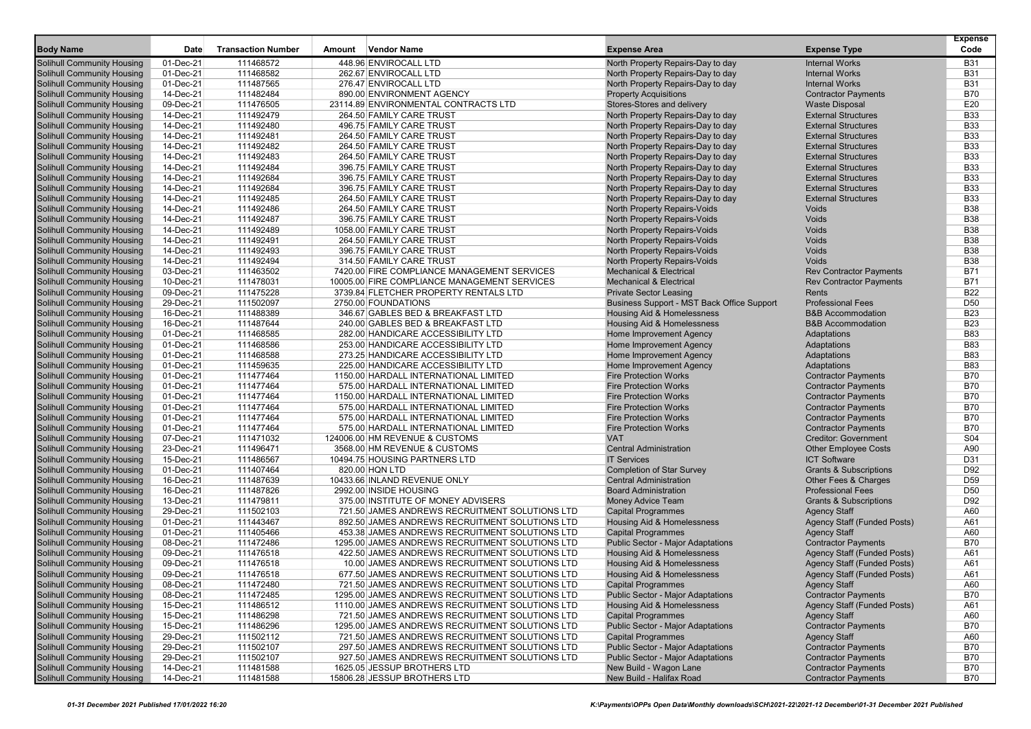| Body Name | Date | Transaction Number | Amount | Vendor Name | Expense Area | Expense Type | Expense Code |
|---|---|---|---|---|---|---|---|
| Solihull Community Housing | 01-Dec-21 | 111468572 | 448.96 | ENVIROCALL LTD | North Property Repairs-Day to day | Internal Works | B31 |
| Solihull Community Housing | 01-Dec-21 | 111468582 | 262.67 | ENVIROCALL LTD | North Property Repairs-Day to day | Internal Works | B31 |
| Solihull Community Housing | 01-Dec-21 | 111487565 | 276.47 | ENVIROCALL LTD | North Property Repairs-Day to day | Internal Works | B31 |
| Solihull Community Housing | 14-Dec-21 | 111482484 | 890.00 | ENVIRONMENT AGENCY | Property Acquisitions | Contractor Payments | B70 |
| Solihull Community Housing | 09-Dec-21 | 111476505 | 23114.89 | ENVIRONMENTAL CONTRACTS LTD | Stores-Stores and delivery | Waste Disposal | E20 |
| Solihull Community Housing | 14-Dec-21 | 111492479 | 264.50 | FAMILY CARE TRUST | North Property Repairs-Day to day | External Structures | B33 |
| Solihull Community Housing | 14-Dec-21 | 111492480 | 496.75 | FAMILY CARE TRUST | North Property Repairs-Day to day | External Structures | B33 |
| Solihull Community Housing | 14-Dec-21 | 111492481 | 264.50 | FAMILY CARE TRUST | North Property Repairs-Day to day | External Structures | B33 |
| Solihull Community Housing | 14-Dec-21 | 111492482 | 264.50 | FAMILY CARE TRUST | North Property Repairs-Day to day | External Structures | B33 |
| Solihull Community Housing | 14-Dec-21 | 111492483 | 264.50 | FAMILY CARE TRUST | North Property Repairs-Day to day | External Structures | B33 |
| Solihull Community Housing | 14-Dec-21 | 111492484 | 396.75 | FAMILY CARE TRUST | North Property Repairs-Day to day | External Structures | B33 |
| Solihull Community Housing | 14-Dec-21 | 111492684 | 396.75 | FAMILY CARE TRUST | North Property Repairs-Day to day | External Structures | B33 |
| Solihull Community Housing | 14-Dec-21 | 111492684 | 396.75 | FAMILY CARE TRUST | North Property Repairs-Day to day | External Structures | B33 |
| Solihull Community Housing | 14-Dec-21 | 111492485 | 264.50 | FAMILY CARE TRUST | North Property Repairs-Day to day | External Structures | B33 |
| Solihull Community Housing | 14-Dec-21 | 111492486 | 264.50 | FAMILY CARE TRUST | North Property Repairs-Voids | Voids | B38 |
| Solihull Community Housing | 14-Dec-21 | 111492487 | 396.75 | FAMILY CARE TRUST | North Property Repairs-Voids | Voids | B38 |
| Solihull Community Housing | 14-Dec-21 | 111492489 | 1058.00 | FAMILY CARE TRUST | North Property Repairs-Voids | Voids | B38 |
| Solihull Community Housing | 14-Dec-21 | 111492491 | 264.50 | FAMILY CARE TRUST | North Property Repairs-Voids | Voids | B38 |
| Solihull Community Housing | 14-Dec-21 | 111492493 | 396.75 | FAMILY CARE TRUST | North Property Repairs-Voids | Voids | B38 |
| Solihull Community Housing | 14-Dec-21 | 111492494 | 314.50 | FAMILY CARE TRUST | North Property Repairs-Voids | Voids | B38 |
| Solihull Community Housing | 03-Dec-21 | 111463502 | 7420.00 | FIRE COMPLIANCE MANAGEMENT SERVICES | Mechanical & Electrical | Rev Contractor Payments | B71 |
| Solihull Community Housing | 10-Dec-21 | 111478031 | 10005.00 | FIRE COMPLIANCE MANAGEMENT SERVICES | Mechanical & Electrical | Rev Contractor Payments | B71 |
| Solihull Community Housing | 09-Dec-21 | 111475228 | 3739.84 | FLETCHER PROPERTY RENTALS LTD | Private Sector Leasing | Rents | B22 |
| Solihull Community Housing | 29-Dec-21 | 111502097 | 2750.00 | FOUNDATIONS | Business Support - MST Back Office Support | Professional Fees | D50 |
| Solihull Community Housing | 16-Dec-21 | 111488389 | 346.67 | GABLES BED & BREAKFAST LTD | Housing Aid & Homelessness | B&B Accommodation | B23 |
| Solihull Community Housing | 16-Dec-21 | 111487644 | 240.00 | GABLES BED & BREAKFAST LTD | Housing Aid & Homelessness | B&B Accommodation | B23 |
| Solihull Community Housing | 01-Dec-21 | 111468585 | 282.00 | HANDICARE ACCESSIBILITY LTD | Home Improvement Agency | Adaptations | B83 |
| Solihull Community Housing | 01-Dec-21 | 111468586 | 253.00 | HANDICARE ACCESSIBILITY LTD | Home Improvement Agency | Adaptations | B83 |
| Solihull Community Housing | 01-Dec-21 | 111468588 | 273.25 | HANDICARE ACCESSIBILITY LTD | Home Improvement Agency | Adaptations | B83 |
| Solihull Community Housing | 01-Dec-21 | 111459635 | 225.00 | HANDICARE ACCESSIBILITY LTD | Home Improvement Agency | Adaptations | B83 |
| Solihull Community Housing | 01-Dec-21 | 111477464 | 1150.00 | HARDALL INTERNATIONAL LIMITED | Fire Protection Works | Contractor Payments | B70 |
| Solihull Community Housing | 01-Dec-21 | 111477464 | 575.00 | HARDALL INTERNATIONAL LIMITED | Fire Protection Works | Contractor Payments | B70 |
| Solihull Community Housing | 01-Dec-21 | 111477464 | 1150.00 | HARDALL INTERNATIONAL LIMITED | Fire Protection Works | Contractor Payments | B70 |
| Solihull Community Housing | 01-Dec-21 | 111477464 | 575.00 | HARDALL INTERNATIONAL LIMITED | Fire Protection Works | Contractor Payments | B70 |
| Solihull Community Housing | 01-Dec-21 | 111477464 | 575.00 | HARDALL INTERNATIONAL LIMITED | Fire Protection Works | Contractor Payments | B70 |
| Solihull Community Housing | 01-Dec-21 | 111477464 | 575.00 | HARDALL INTERNATIONAL LIMITED | Fire Protection Works | Contractor Payments | B70 |
| Solihull Community Housing | 07-Dec-21 | 111471032 | 124006.00 | HM REVENUE & CUSTOMS | VAT | Creditor: Government | S04 |
| Solihull Community Housing | 23-Dec-21 | 111496471 | 3568.00 | HM REVENUE & CUSTOMS | Central Administration | Other Employee Costs | A90 |
| Solihull Community Housing | 15-Dec-21 | 111486567 | 10494.75 | HOUSING PARTNERS LTD | IT Services | ICT Software | D31 |
| Solihull Community Housing | 01-Dec-21 | 111407464 | 820.00 | HQN LTD | Completion of Star Survey | Grants & Subscriptions | D92 |
| Solihull Community Housing | 16-Dec-21 | 111487639 | 10433.66 | INLAND REVENUE ONLY | Central Administration | Other Fees & Charges | D59 |
| Solihull Community Housing | 16-Dec-21 | 111487826 | 2992.00 | INSIDE HOUSING | Board Administration | Professional Fees | D50 |
| Solihull Community Housing | 13-Dec-21 | 111479811 | 375.00 | INSTITUTE OF MONEY ADVISERS | Money Advice Team | Grants & Subscriptions | D92 |
| Solihull Community Housing | 29-Dec-21 | 111502103 | 721.50 | JAMES ANDREWS RECRUITMENT SOLUTIONS LTD | Capital Programmes | Agency Staff | A60 |
| Solihull Community Housing | 01-Dec-21 | 111443467 | 892.50 | JAMES ANDREWS RECRUITMENT SOLUTIONS LTD | Housing Aid & Homelessness | Agency Staff (Funded Posts) | A61 |
| Solihull Community Housing | 01-Dec-21 | 111405466 | 453.38 | JAMES ANDREWS RECRUITMENT SOLUTIONS LTD | Capital Programmes | Agency Staff | A60 |
| Solihull Community Housing | 08-Dec-21 | 111472486 | 1295.00 | JAMES ANDREWS RECRUITMENT SOLUTIONS LTD | Public Sector - Major Adaptations | Contractor Payments | B70 |
| Solihull Community Housing | 09-Dec-21 | 111476518 | 422.50 | JAMES ANDREWS RECRUITMENT SOLUTIONS LTD | Housing Aid & Homelessness | Agency Staff (Funded Posts) | A61 |
| Solihull Community Housing | 09-Dec-21 | 111476518 | 10.00 | JAMES ANDREWS RECRUITMENT SOLUTIONS LTD | Housing Aid & Homelessness | Agency Staff (Funded Posts) | A61 |
| Solihull Community Housing | 09-Dec-21 | 111476518 | 677.50 | JAMES ANDREWS RECRUITMENT SOLUTIONS LTD | Housing Aid & Homelessness | Agency Staff (Funded Posts) | A61 |
| Solihull Community Housing | 08-Dec-21 | 111472480 | 721.50 | JAMES ANDREWS RECRUITMENT SOLUTIONS LTD | Capital Programmes | Agency Staff | A60 |
| Solihull Community Housing | 08-Dec-21 | 111472485 | 1295.00 | JAMES ANDREWS RECRUITMENT SOLUTIONS LTD | Public Sector - Major Adaptations | Contractor Payments | B70 |
| Solihull Community Housing | 15-Dec-21 | 111486512 | 1110.00 | JAMES ANDREWS RECRUITMENT SOLUTIONS LTD | Housing Aid & Homelessness | Agency Staff (Funded Posts) | A61 |
| Solihull Community Housing | 15-Dec-21 | 111486298 | 721.50 | JAMES ANDREWS RECRUITMENT SOLUTIONS LTD | Capital Programmes | Agency Staff | A60 |
| Solihull Community Housing | 15-Dec-21 | 111486296 | 1295.00 | JAMES ANDREWS RECRUITMENT SOLUTIONS LTD | Public Sector - Major Adaptations | Contractor Payments | B70 |
| Solihull Community Housing | 29-Dec-21 | 111502112 | 721.50 | JAMES ANDREWS RECRUITMENT SOLUTIONS LTD | Capital Programmes | Agency Staff | A60 |
| Solihull Community Housing | 29-Dec-21 | 111502107 | 297.50 | JAMES ANDREWS RECRUITMENT SOLUTIONS LTD | Public Sector - Major Adaptations | Contractor Payments | B70 |
| Solihull Community Housing | 29-Dec-21 | 111502107 | 927.50 | JAMES ANDREWS RECRUITMENT SOLUTIONS LTD | Public Sector - Major Adaptations | Contractor Payments | B70 |
| Solihull Community Housing | 14-Dec-21 | 111481588 | 1625.05 | JESSUP BROTHERS LTD | New Build - Wagon Lane | Contractor Payments | B70 |
| Solihull Community Housing | 14-Dec-21 | 111481588 | 15806.28 | JESSUP BROTHERS LTD | New Build - Halifax Road | Contractor Payments | B70 |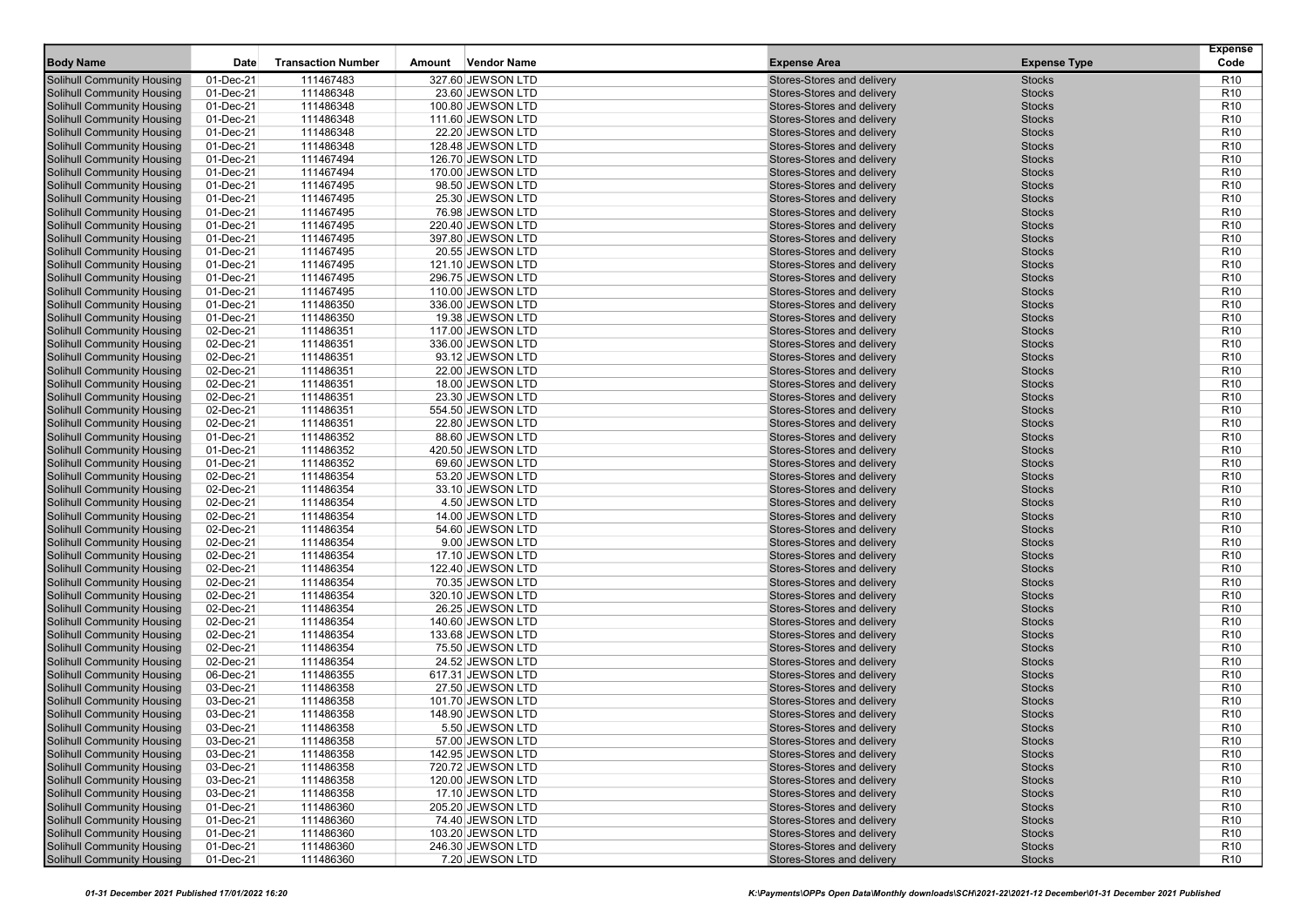| Body Name | Date | Transaction Number | Amount | Vendor Name | Expense Area | Expense Type | Expense Code |
|---|---|---|---|---|---|---|---|
| Solihull Community Housing | 01-Dec-21 | 111467483 | 327.60 | JEWSON LTD | Stores-Stores and delivery | Stocks | R10 |
| Solihull Community Housing | 01-Dec-21 | 111486348 | 23.60 | JEWSON LTD | Stores-Stores and delivery | Stocks | R10 |
| Solihull Community Housing | 01-Dec-21 | 111486348 | 100.80 | JEWSON LTD | Stores-Stores and delivery | Stocks | R10 |
| Solihull Community Housing | 01-Dec-21 | 111486348 | 111.60 | JEWSON LTD | Stores-Stores and delivery | Stocks | R10 |
| Solihull Community Housing | 01-Dec-21 | 111486348 | 22.20 | JEWSON LTD | Stores-Stores and delivery | Stocks | R10 |
| Solihull Community Housing | 01-Dec-21 | 111486348 | 128.48 | JEWSON LTD | Stores-Stores and delivery | Stocks | R10 |
| Solihull Community Housing | 01-Dec-21 | 111467494 | 126.70 | JEWSON LTD | Stores-Stores and delivery | Stocks | R10 |
| Solihull Community Housing | 01-Dec-21 | 111467494 | 170.00 | JEWSON LTD | Stores-Stores and delivery | Stocks | R10 |
| Solihull Community Housing | 01-Dec-21 | 111467495 | 98.50 | JEWSON LTD | Stores-Stores and delivery | Stocks | R10 |
| Solihull Community Housing | 01-Dec-21 | 111467495 | 25.30 | JEWSON LTD | Stores-Stores and delivery | Stocks | R10 |
| Solihull Community Housing | 01-Dec-21 | 111467495 | 76.98 | JEWSON LTD | Stores-Stores and delivery | Stocks | R10 |
| Solihull Community Housing | 01-Dec-21 | 111467495 | 220.40 | JEWSON LTD | Stores-Stores and delivery | Stocks | R10 |
| Solihull Community Housing | 01-Dec-21 | 111467495 | 397.80 | JEWSON LTD | Stores-Stores and delivery | Stocks | R10 |
| Solihull Community Housing | 01-Dec-21 | 111467495 | 20.55 | JEWSON LTD | Stores-Stores and delivery | Stocks | R10 |
| Solihull Community Housing | 01-Dec-21 | 111467495 | 121.10 | JEWSON LTD | Stores-Stores and delivery | Stocks | R10 |
| Solihull Community Housing | 01-Dec-21 | 111467495 | 296.75 | JEWSON LTD | Stores-Stores and delivery | Stocks | R10 |
| Solihull Community Housing | 01-Dec-21 | 111467495 | 110.00 | JEWSON LTD | Stores-Stores and delivery | Stocks | R10 |
| Solihull Community Housing | 01-Dec-21 | 111486350 | 336.00 | JEWSON LTD | Stores-Stores and delivery | Stocks | R10 |
| Solihull Community Housing | 01-Dec-21 | 111486350 | 19.38 | JEWSON LTD | Stores-Stores and delivery | Stocks | R10 |
| Solihull Community Housing | 02-Dec-21 | 111486351 | 117.00 | JEWSON LTD | Stores-Stores and delivery | Stocks | R10 |
| Solihull Community Housing | 02-Dec-21 | 111486351 | 336.00 | JEWSON LTD | Stores-Stores and delivery | Stocks | R10 |
| Solihull Community Housing | 02-Dec-21 | 111486351 | 93.12 | JEWSON LTD | Stores-Stores and delivery | Stocks | R10 |
| Solihull Community Housing | 02-Dec-21 | 111486351 | 22.00 | JEWSON LTD | Stores-Stores and delivery | Stocks | R10 |
| Solihull Community Housing | 02-Dec-21 | 111486351 | 18.00 | JEWSON LTD | Stores-Stores and delivery | Stocks | R10 |
| Solihull Community Housing | 02-Dec-21 | 111486351 | 23.30 | JEWSON LTD | Stores-Stores and delivery | Stocks | R10 |
| Solihull Community Housing | 02-Dec-21 | 111486351 | 554.50 | JEWSON LTD | Stores-Stores and delivery | Stocks | R10 |
| Solihull Community Housing | 02-Dec-21 | 111486351 | 22.80 | JEWSON LTD | Stores-Stores and delivery | Stocks | R10 |
| Solihull Community Housing | 01-Dec-21 | 111486352 | 88.60 | JEWSON LTD | Stores-Stores and delivery | Stocks | R10 |
| Solihull Community Housing | 01-Dec-21 | 111486352 | 420.50 | JEWSON LTD | Stores-Stores and delivery | Stocks | R10 |
| Solihull Community Housing | 01-Dec-21 | 111486352 | 69.60 | JEWSON LTD | Stores-Stores and delivery | Stocks | R10 |
| Solihull Community Housing | 02-Dec-21 | 111486354 | 53.20 | JEWSON LTD | Stores-Stores and delivery | Stocks | R10 |
| Solihull Community Housing | 02-Dec-21 | 111486354 | 33.10 | JEWSON LTD | Stores-Stores and delivery | Stocks | R10 |
| Solihull Community Housing | 02-Dec-21 | 111486354 | 4.50 | JEWSON LTD | Stores-Stores and delivery | Stocks | R10 |
| Solihull Community Housing | 02-Dec-21 | 111486354 | 14.00 | JEWSON LTD | Stores-Stores and delivery | Stocks | R10 |
| Solihull Community Housing | 02-Dec-21 | 111486354 | 54.60 | JEWSON LTD | Stores-Stores and delivery | Stocks | R10 |
| Solihull Community Housing | 02-Dec-21 | 111486354 | 9.00 | JEWSON LTD | Stores-Stores and delivery | Stocks | R10 |
| Solihull Community Housing | 02-Dec-21 | 111486354 | 17.10 | JEWSON LTD | Stores-Stores and delivery | Stocks | R10 |
| Solihull Community Housing | 02-Dec-21 | 111486354 | 122.40 | JEWSON LTD | Stores-Stores and delivery | Stocks | R10 |
| Solihull Community Housing | 02-Dec-21 | 111486354 | 70.35 | JEWSON LTD | Stores-Stores and delivery | Stocks | R10 |
| Solihull Community Housing | 02-Dec-21 | 111486354 | 320.10 | JEWSON LTD | Stores-Stores and delivery | Stocks | R10 |
| Solihull Community Housing | 02-Dec-21 | 111486354 | 26.25 | JEWSON LTD | Stores-Stores and delivery | Stocks | R10 |
| Solihull Community Housing | 02-Dec-21 | 111486354 | 140.60 | JEWSON LTD | Stores-Stores and delivery | Stocks | R10 |
| Solihull Community Housing | 02-Dec-21 | 111486354 | 133.68 | JEWSON LTD | Stores-Stores and delivery | Stocks | R10 |
| Solihull Community Housing | 02-Dec-21 | 111486354 | 75.50 | JEWSON LTD | Stores-Stores and delivery | Stocks | R10 |
| Solihull Community Housing | 02-Dec-21 | 111486354 | 24.52 | JEWSON LTD | Stores-Stores and delivery | Stocks | R10 |
| Solihull Community Housing | 06-Dec-21 | 111486355 | 617.31 | JEWSON LTD | Stores-Stores and delivery | Stocks | R10 |
| Solihull Community Housing | 03-Dec-21 | 111486358 | 27.50 | JEWSON LTD | Stores-Stores and delivery | Stocks | R10 |
| Solihull Community Housing | 03-Dec-21 | 111486358 | 101.70 | JEWSON LTD | Stores-Stores and delivery | Stocks | R10 |
| Solihull Community Housing | 03-Dec-21 | 111486358 | 148.90 | JEWSON LTD | Stores-Stores and delivery | Stocks | R10 |
| Solihull Community Housing | 03-Dec-21 | 111486358 | 5.50 | JEWSON LTD | Stores-Stores and delivery | Stocks | R10 |
| Solihull Community Housing | 03-Dec-21 | 111486358 | 57.00 | JEWSON LTD | Stores-Stores and delivery | Stocks | R10 |
| Solihull Community Housing | 03-Dec-21 | 111486358 | 142.95 | JEWSON LTD | Stores-Stores and delivery | Stocks | R10 |
| Solihull Community Housing | 03-Dec-21 | 111486358 | 720.72 | JEWSON LTD | Stores-Stores and delivery | Stocks | R10 |
| Solihull Community Housing | 03-Dec-21 | 111486358 | 120.00 | JEWSON LTD | Stores-Stores and delivery | Stocks | R10 |
| Solihull Community Housing | 03-Dec-21 | 111486358 | 17.10 | JEWSON LTD | Stores-Stores and delivery | Stocks | R10 |
| Solihull Community Housing | 01-Dec-21 | 111486360 | 205.20 | JEWSON LTD | Stores-Stores and delivery | Stocks | R10 |
| Solihull Community Housing | 01-Dec-21 | 111486360 | 74.40 | JEWSON LTD | Stores-Stores and delivery | Stocks | R10 |
| Solihull Community Housing | 01-Dec-21 | 111486360 | 103.20 | JEWSON LTD | Stores-Stores and delivery | Stocks | R10 |
| Solihull Community Housing | 01-Dec-21 | 111486360 | 246.30 | JEWSON LTD | Stores-Stores and delivery | Stocks | R10 |
| Solihull Community Housing | 01-Dec-21 | 111486360 | 7.20 | JEWSON LTD | Stores-Stores and delivery | Stocks | R10 |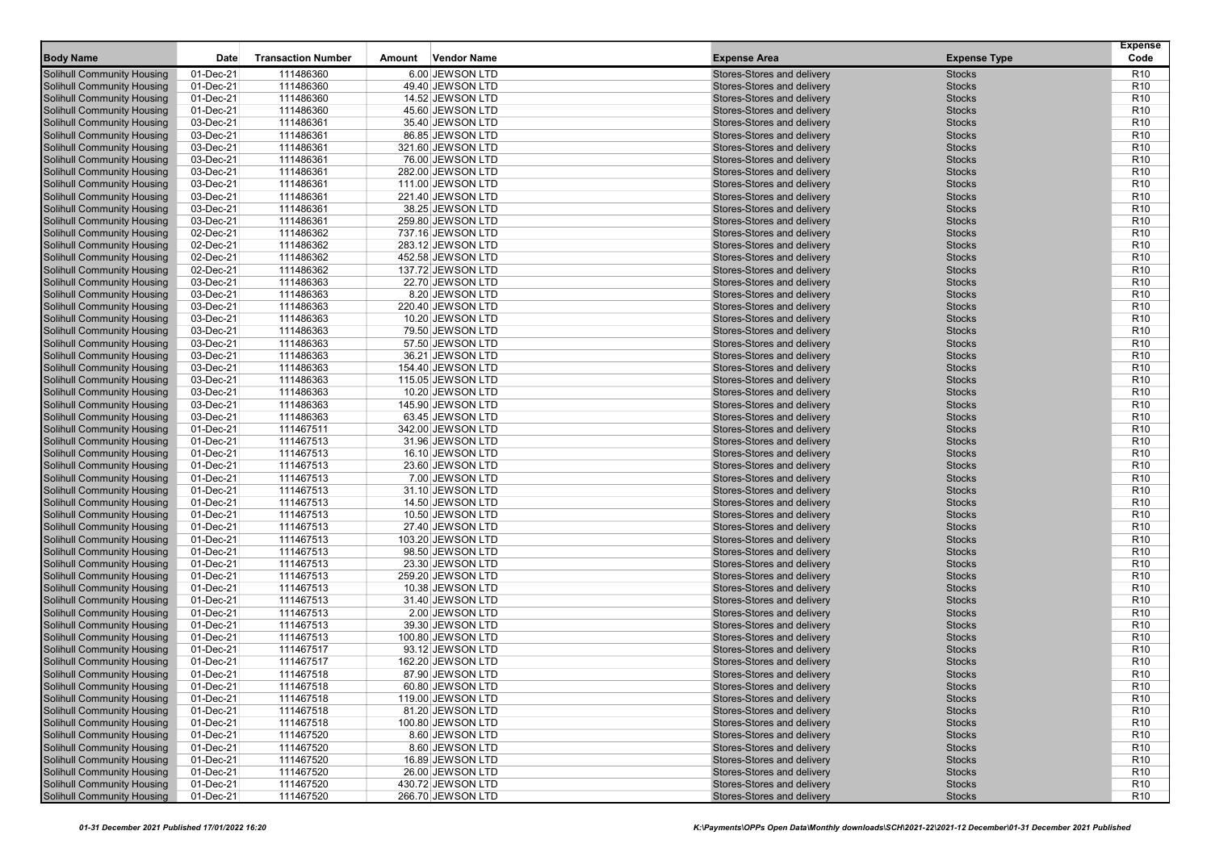| Body Name | Date | Transaction Number | Amount | Vendor Name | Expense Area | Expense Type | Expense Code |
|---|---|---|---|---|---|---|---|
| Solihull Community Housing | 01-Dec-21 | 111486360 | 6.00 | JEWSON LTD | Stores-Stores and delivery | Stocks | R10 |
| Solihull Community Housing | 01-Dec-21 | 111486360 | 49.40 | JEWSON LTD | Stores-Stores and delivery | Stocks | R10 |
| Solihull Community Housing | 01-Dec-21 | 111486360 | 14.52 | JEWSON LTD | Stores-Stores and delivery | Stocks | R10 |
| Solihull Community Housing | 01-Dec-21 | 111486360 | 45.60 | JEWSON LTD | Stores-Stores and delivery | Stocks | R10 |
| Solihull Community Housing | 03-Dec-21 | 111486361 | 35.40 | JEWSON LTD | Stores-Stores and delivery | Stocks | R10 |
| Solihull Community Housing | 03-Dec-21 | 111486361 | 86.85 | JEWSON LTD | Stores-Stores and delivery | Stocks | R10 |
| Solihull Community Housing | 03-Dec-21 | 111486361 | 321.60 | JEWSON LTD | Stores-Stores and delivery | Stocks | R10 |
| Solihull Community Housing | 03-Dec-21 | 111486361 | 76.00 | JEWSON LTD | Stores-Stores and delivery | Stocks | R10 |
| Solihull Community Housing | 03-Dec-21 | 111486361 | 282.00 | JEWSON LTD | Stores-Stores and delivery | Stocks | R10 |
| Solihull Community Housing | 03-Dec-21 | 111486361 | 111.00 | JEWSON LTD | Stores-Stores and delivery | Stocks | R10 |
| Solihull Community Housing | 03-Dec-21 | 111486361 | 221.40 | JEWSON LTD | Stores-Stores and delivery | Stocks | R10 |
| Solihull Community Housing | 03-Dec-21 | 111486361 | 38.25 | JEWSON LTD | Stores-Stores and delivery | Stocks | R10 |
| Solihull Community Housing | 03-Dec-21 | 111486361 | 259.80 | JEWSON LTD | Stores-Stores and delivery | Stocks | R10 |
| Solihull Community Housing | 02-Dec-21 | 111486362 | 737.16 | JEWSON LTD | Stores-Stores and delivery | Stocks | R10 |
| Solihull Community Housing | 02-Dec-21 | 111486362 | 283.12 | JEWSON LTD | Stores-Stores and delivery | Stocks | R10 |
| Solihull Community Housing | 02-Dec-21 | 111486362 | 452.58 | JEWSON LTD | Stores-Stores and delivery | Stocks | R10 |
| Solihull Community Housing | 02-Dec-21 | 111486362 | 137.72 | JEWSON LTD | Stores-Stores and delivery | Stocks | R10 |
| Solihull Community Housing | 03-Dec-21 | 111486363 | 22.70 | JEWSON LTD | Stores-Stores and delivery | Stocks | R10 |
| Solihull Community Housing | 03-Dec-21 | 111486363 | 8.20 | JEWSON LTD | Stores-Stores and delivery | Stocks | R10 |
| Solihull Community Housing | 03-Dec-21 | 111486363 | 220.40 | JEWSON LTD | Stores-Stores and delivery | Stocks | R10 |
| Solihull Community Housing | 03-Dec-21 | 111486363 | 10.20 | JEWSON LTD | Stores-Stores and delivery | Stocks | R10 |
| Solihull Community Housing | 03-Dec-21 | 111486363 | 79.50 | JEWSON LTD | Stores-Stores and delivery | Stocks | R10 |
| Solihull Community Housing | 03-Dec-21 | 111486363 | 57.50 | JEWSON LTD | Stores-Stores and delivery | Stocks | R10 |
| Solihull Community Housing | 03-Dec-21 | 111486363 | 36.21 | JEWSON LTD | Stores-Stores and delivery | Stocks | R10 |
| Solihull Community Housing | 03-Dec-21 | 111486363 | 154.40 | JEWSON LTD | Stores-Stores and delivery | Stocks | R10 |
| Solihull Community Housing | 03-Dec-21 | 111486363 | 115.05 | JEWSON LTD | Stores-Stores and delivery | Stocks | R10 |
| Solihull Community Housing | 03-Dec-21 | 111486363 | 10.20 | JEWSON LTD | Stores-Stores and delivery | Stocks | R10 |
| Solihull Community Housing | 03-Dec-21 | 111486363 | 145.90 | JEWSON LTD | Stores-Stores and delivery | Stocks | R10 |
| Solihull Community Housing | 03-Dec-21 | 111486363 | 63.45 | JEWSON LTD | Stores-Stores and delivery | Stocks | R10 |
| Solihull Community Housing | 01-Dec-21 | 111467511 | 342.00 | JEWSON LTD | Stores-Stores and delivery | Stocks | R10 |
| Solihull Community Housing | 01-Dec-21 | 111467513 | 31.96 | JEWSON LTD | Stores-Stores and delivery | Stocks | R10 |
| Solihull Community Housing | 01-Dec-21 | 111467513 | 16.10 | JEWSON LTD | Stores-Stores and delivery | Stocks | R10 |
| Solihull Community Housing | 01-Dec-21 | 111467513 | 23.60 | JEWSON LTD | Stores-Stores and delivery | Stocks | R10 |
| Solihull Community Housing | 01-Dec-21 | 111467513 | 7.00 | JEWSON LTD | Stores-Stores and delivery | Stocks | R10 |
| Solihull Community Housing | 01-Dec-21 | 111467513 | 31.10 | JEWSON LTD | Stores-Stores and delivery | Stocks | R10 |
| Solihull Community Housing | 01-Dec-21 | 111467513 | 14.50 | JEWSON LTD | Stores-Stores and delivery | Stocks | R10 |
| Solihull Community Housing | 01-Dec-21 | 111467513 | 10.50 | JEWSON LTD | Stores-Stores and delivery | Stocks | R10 |
| Solihull Community Housing | 01-Dec-21 | 111467513 | 27.40 | JEWSON LTD | Stores-Stores and delivery | Stocks | R10 |
| Solihull Community Housing | 01-Dec-21 | 111467513 | 103.20 | JEWSON LTD | Stores-Stores and delivery | Stocks | R10 |
| Solihull Community Housing | 01-Dec-21 | 111467513 | 98.50 | JEWSON LTD | Stores-Stores and delivery | Stocks | R10 |
| Solihull Community Housing | 01-Dec-21 | 111467513 | 23.30 | JEWSON LTD | Stores-Stores and delivery | Stocks | R10 |
| Solihull Community Housing | 01-Dec-21 | 111467513 | 259.20 | JEWSON LTD | Stores-Stores and delivery | Stocks | R10 |
| Solihull Community Housing | 01-Dec-21 | 111467513 | 10.38 | JEWSON LTD | Stores-Stores and delivery | Stocks | R10 |
| Solihull Community Housing | 01-Dec-21 | 111467513 | 31.40 | JEWSON LTD | Stores-Stores and delivery | Stocks | R10 |
| Solihull Community Housing | 01-Dec-21 | 111467513 | 2.00 | JEWSON LTD | Stores-Stores and delivery | Stocks | R10 |
| Solihull Community Housing | 01-Dec-21 | 111467513 | 39.30 | JEWSON LTD | Stores-Stores and delivery | Stocks | R10 |
| Solihull Community Housing | 01-Dec-21 | 111467513 | 100.80 | JEWSON LTD | Stores-Stores and delivery | Stocks | R10 |
| Solihull Community Housing | 01-Dec-21 | 111467517 | 93.12 | JEWSON LTD | Stores-Stores and delivery | Stocks | R10 |
| Solihull Community Housing | 01-Dec-21 | 111467517 | 162.20 | JEWSON LTD | Stores-Stores and delivery | Stocks | R10 |
| Solihull Community Housing | 01-Dec-21 | 111467518 | 87.90 | JEWSON LTD | Stores-Stores and delivery | Stocks | R10 |
| Solihull Community Housing | 01-Dec-21 | 111467518 | 60.80 | JEWSON LTD | Stores-Stores and delivery | Stocks | R10 |
| Solihull Community Housing | 01-Dec-21 | 111467518 | 119.00 | JEWSON LTD | Stores-Stores and delivery | Stocks | R10 |
| Solihull Community Housing | 01-Dec-21 | 111467518 | 81.20 | JEWSON LTD | Stores-Stores and delivery | Stocks | R10 |
| Solihull Community Housing | 01-Dec-21 | 111467518 | 100.80 | JEWSON LTD | Stores-Stores and delivery | Stocks | R10 |
| Solihull Community Housing | 01-Dec-21 | 111467520 | 8.60 | JEWSON LTD | Stores-Stores and delivery | Stocks | R10 |
| Solihull Community Housing | 01-Dec-21 | 111467520 | 8.60 | JEWSON LTD | Stores-Stores and delivery | Stocks | R10 |
| Solihull Community Housing | 01-Dec-21 | 111467520 | 16.89 | JEWSON LTD | Stores-Stores and delivery | Stocks | R10 |
| Solihull Community Housing | 01-Dec-21 | 111467520 | 26.00 | JEWSON LTD | Stores-Stores and delivery | Stocks | R10 |
| Solihull Community Housing | 01-Dec-21 | 111467520 | 430.72 | JEWSON LTD | Stores-Stores and delivery | Stocks | R10 |
| Solihull Community Housing | 01-Dec-21 | 111467520 | 266.70 | JEWSON LTD | Stores-Stores and delivery | Stocks | R10 |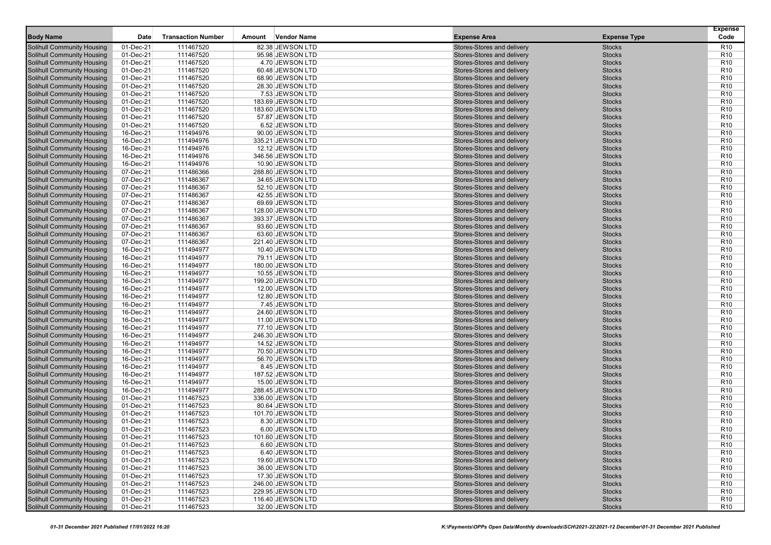| Body Name | Date | Transaction Number | Amount | Vendor Name | Expense Area | Expense Type | Expense Code |
|---|---|---|---|---|---|---|---|
| Solihull Community Housing | 01-Dec-21 | 111467520 | 82.38 | JEWSON LTD | Stores-Stores and delivery | Stocks | R10 |
| Solihull Community Housing | 01-Dec-21 | 111467520 | 95.98 | JEWSON LTD | Stores-Stores and delivery | Stocks | R10 |
| Solihull Community Housing | 01-Dec-21 | 111467520 | 4.70 | JEWSON LTD | Stores-Stores and delivery | Stocks | R10 |
| Solihull Community Housing | 01-Dec-21 | 111467520 | 60.48 | JEWSON LTD | Stores-Stores and delivery | Stocks | R10 |
| Solihull Community Housing | 01-Dec-21 | 111467520 | 68.90 | JEWSON LTD | Stores-Stores and delivery | Stocks | R10 |
| Solihull Community Housing | 01-Dec-21 | 111467520 | 28.30 | JEWSON LTD | Stores-Stores and delivery | Stocks | R10 |
| Solihull Community Housing | 01-Dec-21 | 111467520 | 7.53 | JEWSON LTD | Stores-Stores and delivery | Stocks | R10 |
| Solihull Community Housing | 01-Dec-21 | 111467520 | 183.69 | JEWSON LTD | Stores-Stores and delivery | Stocks | R10 |
| Solihull Community Housing | 01-Dec-21 | 111467520 | 183.60 | JEWSON LTD | Stores-Stores and delivery | Stocks | R10 |
| Solihull Community Housing | 01-Dec-21 | 111467520 | 57.87 | JEWSON LTD | Stores-Stores and delivery | Stocks | R10 |
| Solihull Community Housing | 01-Dec-21 | 111467520 | 6.52 | JEWSON LTD | Stores-Stores and delivery | Stocks | R10 |
| Solihull Community Housing | 16-Dec-21 | 111494976 | 90.00 | JEWSON LTD | Stores-Stores and delivery | Stocks | R10 |
| Solihull Community Housing | 16-Dec-21 | 111494976 | 335.21 | JEWSON LTD | Stores-Stores and delivery | Stocks | R10 |
| Solihull Community Housing | 16-Dec-21 | 111494976 | 12.12 | JEWSON LTD | Stores-Stores and delivery | Stocks | R10 |
| Solihull Community Housing | 16-Dec-21 | 111494976 | 346.56 | JEWSON LTD | Stores-Stores and delivery | Stocks | R10 |
| Solihull Community Housing | 16-Dec-21 | 111494976 | 10.90 | JEWSON LTD | Stores-Stores and delivery | Stocks | R10 |
| Solihull Community Housing | 07-Dec-21 | 111486366 | 288.80 | JEWSON LTD | Stores-Stores and delivery | Stocks | R10 |
| Solihull Community Housing | 07-Dec-21 | 111486367 | 34.65 | JEWSON LTD | Stores-Stores and delivery | Stocks | R10 |
| Solihull Community Housing | 07-Dec-21 | 111486367 | 52.10 | JEWSON LTD | Stores-Stores and delivery | Stocks | R10 |
| Solihull Community Housing | 07-Dec-21 | 111486367 | 42.55 | JEWSON LTD | Stores-Stores and delivery | Stocks | R10 |
| Solihull Community Housing | 07-Dec-21 | 111486367 | 69.69 | JEWSON LTD | Stores-Stores and delivery | Stocks | R10 |
| Solihull Community Housing | 07-Dec-21 | 111486367 | 128.00 | JEWSON LTD | Stores-Stores and delivery | Stocks | R10 |
| Solihull Community Housing | 07-Dec-21 | 111486367 | 393.37 | JEWSON LTD | Stores-Stores and delivery | Stocks | R10 |
| Solihull Community Housing | 07-Dec-21 | 111486367 | 93.60 | JEWSON LTD | Stores-Stores and delivery | Stocks | R10 |
| Solihull Community Housing | 07-Dec-21 | 111486367 | 63.60 | JEWSON LTD | Stores-Stores and delivery | Stocks | R10 |
| Solihull Community Housing | 07-Dec-21 | 111486367 | 221.40 | JEWSON LTD | Stores-Stores and delivery | Stocks | R10 |
| Solihull Community Housing | 16-Dec-21 | 111494977 | 10.40 | JEWSON LTD | Stores-Stores and delivery | Stocks | R10 |
| Solihull Community Housing | 16-Dec-21 | 111494977 | 79.11 | JEWSON LTD | Stores-Stores and delivery | Stocks | R10 |
| Solihull Community Housing | 16-Dec-21 | 111494977 | 180.00 | JEWSON LTD | Stores-Stores and delivery | Stocks | R10 |
| Solihull Community Housing | 16-Dec-21 | 111494977 | 10.55 | JEWSON LTD | Stores-Stores and delivery | Stocks | R10 |
| Solihull Community Housing | 16-Dec-21 | 111494977 | 199.20 | JEWSON LTD | Stores-Stores and delivery | Stocks | R10 |
| Solihull Community Housing | 16-Dec-21 | 111494977 | 12.00 | JEWSON LTD | Stores-Stores and delivery | Stocks | R10 |
| Solihull Community Housing | 16-Dec-21 | 111494977 | 12.80 | JEWSON LTD | Stores-Stores and delivery | Stocks | R10 |
| Solihull Community Housing | 16-Dec-21 | 111494977 | 7.45 | JEWSON LTD | Stores-Stores and delivery | Stocks | R10 |
| Solihull Community Housing | 16-Dec-21 | 111494977 | 24.60 | JEWSON LTD | Stores-Stores and delivery | Stocks | R10 |
| Solihull Community Housing | 16-Dec-21 | 111494977 | 11.00 | JEWSON LTD | Stores-Stores and delivery | Stocks | R10 |
| Solihull Community Housing | 16-Dec-21 | 111494977 | 77.10 | JEWSON LTD | Stores-Stores and delivery | Stocks | R10 |
| Solihull Community Housing | 16-Dec-21 | 111494977 | 246.30 | JEWSON LTD | Stores-Stores and delivery | Stocks | R10 |
| Solihull Community Housing | 16-Dec-21 | 111494977 | 14.52 | JEWSON LTD | Stores-Stores and delivery | Stocks | R10 |
| Solihull Community Housing | 16-Dec-21 | 111494977 | 70.50 | JEWSON LTD | Stores-Stores and delivery | Stocks | R10 |
| Solihull Community Housing | 16-Dec-21 | 111494977 | 56.70 | JEWSON LTD | Stores-Stores and delivery | Stocks | R10 |
| Solihull Community Housing | 16-Dec-21 | 111494977 | 8.45 | JEWSON LTD | Stores-Stores and delivery | Stocks | R10 |
| Solihull Community Housing | 16-Dec-21 | 111494977 | 187.52 | JEWSON LTD | Stores-Stores and delivery | Stocks | R10 |
| Solihull Community Housing | 16-Dec-21 | 111494977 | 15.00 | JEWSON LTD | Stores-Stores and delivery | Stocks | R10 |
| Solihull Community Housing | 16-Dec-21 | 111494977 | 288.45 | JEWSON LTD | Stores-Stores and delivery | Stocks | R10 |
| Solihull Community Housing | 01-Dec-21 | 111467523 | 336.00 | JEWSON LTD | Stores-Stores and delivery | Stocks | R10 |
| Solihull Community Housing | 01-Dec-21 | 111467523 | 80.64 | JEWSON LTD | Stores-Stores and delivery | Stocks | R10 |
| Solihull Community Housing | 01-Dec-21 | 111467523 | 101.70 | JEWSON LTD | Stores-Stores and delivery | Stocks | R10 |
| Solihull Community Housing | 01-Dec-21 | 111467523 | 8.30 | JEWSON LTD | Stores-Stores and delivery | Stocks | R10 |
| Solihull Community Housing | 01-Dec-21 | 111467523 | 6.00 | JEWSON LTD | Stores-Stores and delivery | Stocks | R10 |
| Solihull Community Housing | 01-Dec-21 | 111467523 | 101.60 | JEWSON LTD | Stores-Stores and delivery | Stocks | R10 |
| Solihull Community Housing | 01-Dec-21 | 111467523 | 6.60 | JEWSON LTD | Stores-Stores and delivery | Stocks | R10 |
| Solihull Community Housing | 01-Dec-21 | 111467523 | 6.40 | JEWSON LTD | Stores-Stores and delivery | Stocks | R10 |
| Solihull Community Housing | 01-Dec-21 | 111467523 | 19.60 | JEWSON LTD | Stores-Stores and delivery | Stocks | R10 |
| Solihull Community Housing | 01-Dec-21 | 111467523 | 36.00 | JEWSON LTD | Stores-Stores and delivery | Stocks | R10 |
| Solihull Community Housing | 01-Dec-21 | 111467523 | 17.30 | JEWSON LTD | Stores-Stores and delivery | Stocks | R10 |
| Solihull Community Housing | 01-Dec-21 | 111467523 | 246.00 | JEWSON LTD | Stores-Stores and delivery | Stocks | R10 |
| Solihull Community Housing | 01-Dec-21 | 111467523 | 229.95 | JEWSON LTD | Stores-Stores and delivery | Stocks | R10 |
| Solihull Community Housing | 01-Dec-21 | 111467523 | 116.40 | JEWSON LTD | Stores-Stores and delivery | Stocks | R10 |
| Solihull Community Housing | 01-Dec-21 | 111467523 | 32.00 | JEWSON LTD | Stores-Stores and delivery | Stocks | R10 |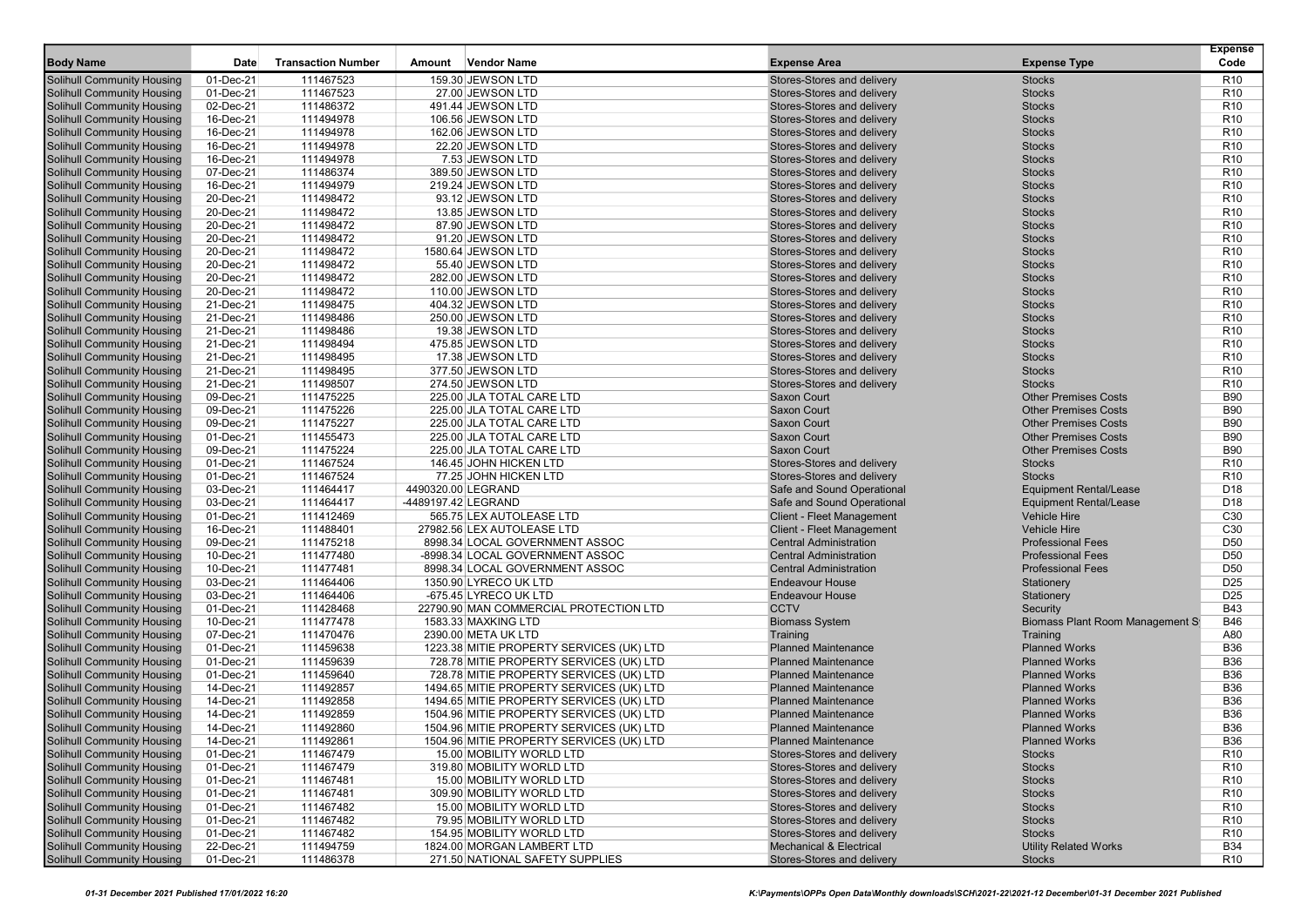| Body Name | Date | Transaction Number | Amount | Vendor Name | Expense Area | Expense Type | Expense Code |
|---|---|---|---|---|---|---|---|
| Solihull Community Housing | 01-Dec-21 | 111467523 | 159.30 | JEWSON LTD | Stores-Stores and delivery | Stocks | R10 |
| Solihull Community Housing | 01-Dec-21 | 111467523 | 27.00 | JEWSON LTD | Stores-Stores and delivery | Stocks | R10 |
| Solihull Community Housing | 02-Dec-21 | 111486372 | 491.44 | JEWSON LTD | Stores-Stores and delivery | Stocks | R10 |
| Solihull Community Housing | 16-Dec-21 | 111494978 | 106.56 | JEWSON LTD | Stores-Stores and delivery | Stocks | R10 |
| Solihull Community Housing | 16-Dec-21 | 111494978 | 162.06 | JEWSON LTD | Stores-Stores and delivery | Stocks | R10 |
| Solihull Community Housing | 16-Dec-21 | 111494978 | 22.20 | JEWSON LTD | Stores-Stores and delivery | Stocks | R10 |
| Solihull Community Housing | 16-Dec-21 | 111494978 | 7.53 | JEWSON LTD | Stores-Stores and delivery | Stocks | R10 |
| Solihull Community Housing | 07-Dec-21 | 111486374 | 389.50 | JEWSON LTD | Stores-Stores and delivery | Stocks | R10 |
| Solihull Community Housing | 16-Dec-21 | 111494979 | 219.24 | JEWSON LTD | Stores-Stores and delivery | Stocks | R10 |
| Solihull Community Housing | 20-Dec-21 | 111498472 | 93.12 | JEWSON LTD | Stores-Stores and delivery | Stocks | R10 |
| Solihull Community Housing | 20-Dec-21 | 111498472 | 13.85 | JEWSON LTD | Stores-Stores and delivery | Stocks | R10 |
| Solihull Community Housing | 20-Dec-21 | 111498472 | 87.90 | JEWSON LTD | Stores-Stores and delivery | Stocks | R10 |
| Solihull Community Housing | 20-Dec-21 | 111498472 | 91.20 | JEWSON LTD | Stores-Stores and delivery | Stocks | R10 |
| Solihull Community Housing | 20-Dec-21 | 111498472 | 1580.64 | JEWSON LTD | Stores-Stores and delivery | Stocks | R10 |
| Solihull Community Housing | 20-Dec-21 | 111498472 | 55.40 | JEWSON LTD | Stores-Stores and delivery | Stocks | R10 |
| Solihull Community Housing | 20-Dec-21 | 111498472 | 282.00 | JEWSON LTD | Stores-Stores and delivery | Stocks | R10 |
| Solihull Community Housing | 20-Dec-21 | 111498472 | 110.00 | JEWSON LTD | Stores-Stores and delivery | Stocks | R10 |
| Solihull Community Housing | 21-Dec-21 | 111498475 | 404.32 | JEWSON LTD | Stores-Stores and delivery | Stocks | R10 |
| Solihull Community Housing | 21-Dec-21 | 111498486 | 250.00 | JEWSON LTD | Stores-Stores and delivery | Stocks | R10 |
| Solihull Community Housing | 21-Dec-21 | 111498486 | 19.38 | JEWSON LTD | Stores-Stores and delivery | Stocks | R10 |
| Solihull Community Housing | 21-Dec-21 | 111498494 | 475.85 | JEWSON LTD | Stores-Stores and delivery | Stocks | R10 |
| Solihull Community Housing | 21-Dec-21 | 111498495 | 17.38 | JEWSON LTD | Stores-Stores and delivery | Stocks | R10 |
| Solihull Community Housing | 21-Dec-21 | 111498495 | 377.50 | JEWSON LTD | Stores-Stores and delivery | Stocks | R10 |
| Solihull Community Housing | 21-Dec-21 | 111498507 | 274.50 | JEWSON LTD | Stores-Stores and delivery | Stocks | R10 |
| Solihull Community Housing | 09-Dec-21 | 111475225 | 225.00 | JLA TOTAL CARE LTD | Saxon Court | Other Premises Costs | B90 |
| Solihull Community Housing | 09-Dec-21 | 111475226 | 225.00 | JLA TOTAL CARE LTD | Saxon Court | Other Premises Costs | B90 |
| Solihull Community Housing | 09-Dec-21 | 111475227 | 225.00 | JLA TOTAL CARE LTD | Saxon Court | Other Premises Costs | B90 |
| Solihull Community Housing | 01-Dec-21 | 111455473 | 225.00 | JLA TOTAL CARE LTD | Saxon Court | Other Premises Costs | B90 |
| Solihull Community Housing | 09-Dec-21 | 111475224 | 225.00 | JLA TOTAL CARE LTD | Saxon Court | Other Premises Costs | B90 |
| Solihull Community Housing | 01-Dec-21 | 111467524 | 146.45 | JOHN HICKEN LTD | Stores-Stores and delivery | Stocks | R10 |
| Solihull Community Housing | 01-Dec-21 | 111467524 | 77.25 | JOHN HICKEN LTD | Stores-Stores and delivery | Stocks | R10 |
| Solihull Community Housing | 03-Dec-21 | 111464417 | 4490320.00 | LEGRAND | Safe and Sound Operational | Equipment Rental/Lease | D18 |
| Solihull Community Housing | 03-Dec-21 | 111464417 | -4489197.42 | LEGRAND | Safe and Sound Operational | Equipment Rental/Lease | D18 |
| Solihull Community Housing | 01-Dec-21 | 111412469 | 565.75 | LEX AUTOLEASE LTD | Client - Fleet Management | Vehicle Hire | C30 |
| Solihull Community Housing | 16-Dec-21 | 111488401 | 27982.56 | LEX AUTOLEASE LTD | Client - Fleet Management | Vehicle Hire | C30 |
| Solihull Community Housing | 09-Dec-21 | 111475218 | 8998.34 | LOCAL GOVERNMENT ASSOC | Central Administration | Professional Fees | D50 |
| Solihull Community Housing | 10-Dec-21 | 111477480 | -8998.34 | LOCAL GOVERNMENT ASSOC | Central Administration | Professional Fees | D50 |
| Solihull Community Housing | 10-Dec-21 | 111477481 | 8998.34 | LOCAL GOVERNMENT ASSOC | Central Administration | Professional Fees | D50 |
| Solihull Community Housing | 03-Dec-21 | 111464406 | 1350.90 | LYRECO UK LTD | Endeavour House | Stationery | D25 |
| Solihull Community Housing | 03-Dec-21 | 111464406 | -675.45 | LYRECO UK LTD | Endeavour House | Stationery | D25 |
| Solihull Community Housing | 01-Dec-21 | 111428468 | 22790.90 | MAN COMMERCIAL PROTECTION LTD | CCTV | Security | B43 |
| Solihull Community Housing | 10-Dec-21 | 111477478 | 1583.33 | MAXKING LTD | Biomass System | Biomass Plant Room Management S | B46 |
| Solihull Community Housing | 07-Dec-21 | 111470476 | 2390.00 | META UK LTD | Training | Training | A80 |
| Solihull Community Housing | 01-Dec-21 | 111459638 | 1223.38 | MITIE PROPERTY SERVICES (UK) LTD | Planned Maintenance | Planned Works | B36 |
| Solihull Community Housing | 01-Dec-21 | 111459639 | 728.78 | MITIE PROPERTY SERVICES (UK) LTD | Planned Maintenance | Planned Works | B36 |
| Solihull Community Housing | 01-Dec-21 | 111459640 | 728.78 | MITIE PROPERTY SERVICES (UK) LTD | Planned Maintenance | Planned Works | B36 |
| Solihull Community Housing | 14-Dec-21 | 111492857 | 1494.65 | MITIE PROPERTY SERVICES (UK) LTD | Planned Maintenance | Planned Works | B36 |
| Solihull Community Housing | 14-Dec-21 | 111492858 | 1494.65 | MITIE PROPERTY SERVICES (UK) LTD | Planned Maintenance | Planned Works | B36 |
| Solihull Community Housing | 14-Dec-21 | 111492859 | 1504.96 | MITIE PROPERTY SERVICES (UK) LTD | Planned Maintenance | Planned Works | B36 |
| Solihull Community Housing | 14-Dec-21 | 111492860 | 1504.96 | MITIE PROPERTY SERVICES (UK) LTD | Planned Maintenance | Planned Works | B36 |
| Solihull Community Housing | 14-Dec-21 | 111492861 | 1504.96 | MITIE PROPERTY SERVICES (UK) LTD | Planned Maintenance | Planned Works | B36 |
| Solihull Community Housing | 01-Dec-21 | 111467479 | 15.00 | MOBILITY WORLD LTD | Stores-Stores and delivery | Stocks | R10 |
| Solihull Community Housing | 01-Dec-21 | 111467479 | 319.80 | MOBILITY WORLD LTD | Stores-Stores and delivery | Stocks | R10 |
| Solihull Community Housing | 01-Dec-21 | 111467481 | 15.00 | MOBILITY WORLD LTD | Stores-Stores and delivery | Stocks | R10 |
| Solihull Community Housing | 01-Dec-21 | 111467481 | 309.90 | MOBILITY WORLD LTD | Stores-Stores and delivery | Stocks | R10 |
| Solihull Community Housing | 01-Dec-21 | 111467482 | 15.00 | MOBILITY WORLD LTD | Stores-Stores and delivery | Stocks | R10 |
| Solihull Community Housing | 01-Dec-21 | 111467482 | 79.95 | MOBILITY WORLD LTD | Stores-Stores and delivery | Stocks | R10 |
| Solihull Community Housing | 01-Dec-21 | 111467482 | 154.95 | MOBILITY WORLD LTD | Stores-Stores and delivery | Stocks | R10 |
| Solihull Community Housing | 22-Dec-21 | 111494759 | 1824.00 | MORGAN LAMBERT LTD | Mechanical & Electrical | Utility Related Works | B34 |
| Solihull Community Housing | 01-Dec-21 | 111486378 | 271.50 | NATIONAL SAFETY SUPPLIES | Stores-Stores and delivery | Stocks | R10 |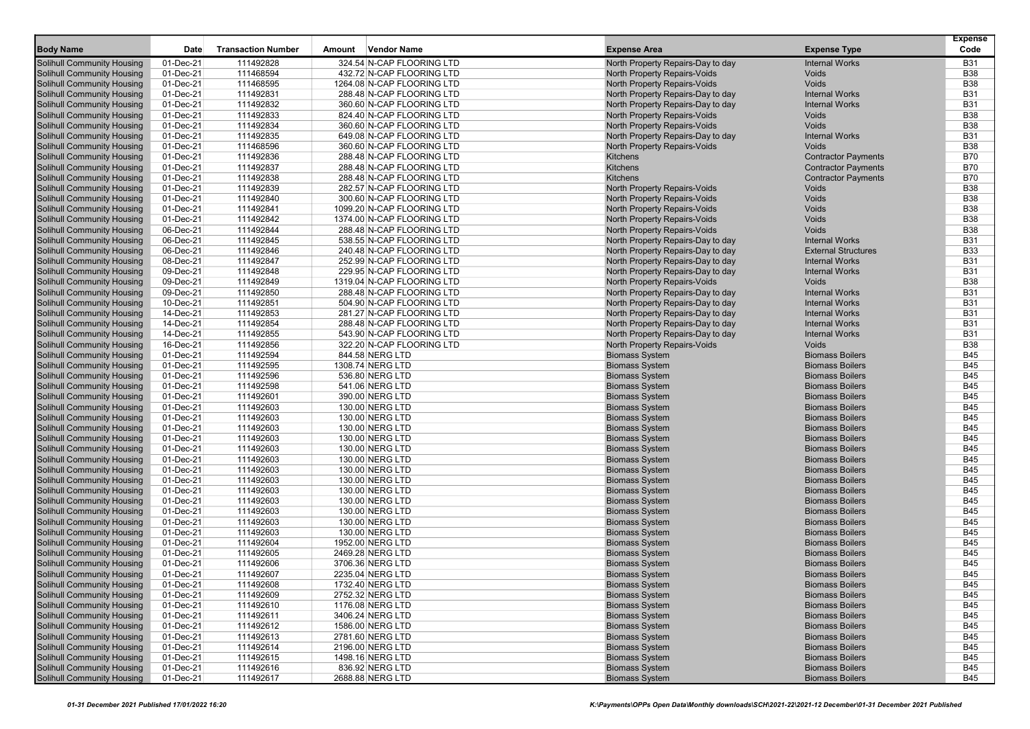| Body Name | Date | Transaction Number | Amount | Vendor Name | Expense Area | Expense Type | Expense Code |
|---|---|---|---|---|---|---|---|
| Solihull Community Housing | 01-Dec-21 | 111492828 | 324.54 | N-CAP FLOORING LTD | North Property Repairs-Day to day | Internal Works | B31 |
| Solihull Community Housing | 01-Dec-21 | 111468594 | 432.72 | N-CAP FLOORING LTD | North Property Repairs-Voids | Voids | B38 |
| Solihull Community Housing | 01-Dec-21 | 111468595 | 1264.08 | N-CAP FLOORING LTD | North Property Repairs-Voids | Voids | B38 |
| Solihull Community Housing | 01-Dec-21 | 111492831 | 288.48 | N-CAP FLOORING LTD | North Property Repairs-Day to day | Internal Works | B31 |
| Solihull Community Housing | 01-Dec-21 | 111492832 | 360.60 | N-CAP FLOORING LTD | North Property Repairs-Day to day | Internal Works | B31 |
| Solihull Community Housing | 01-Dec-21 | 111492833 | 824.40 | N-CAP FLOORING LTD | North Property Repairs-Voids | Voids | B38 |
| Solihull Community Housing | 01-Dec-21 | 111492834 | 360.60 | N-CAP FLOORING LTD | North Property Repairs-Voids | Voids | B38 |
| Solihull Community Housing | 01-Dec-21 | 111492835 | 649.08 | N-CAP FLOORING LTD | North Property Repairs-Day to day | Internal Works | B31 |
| Solihull Community Housing | 01-Dec-21 | 111468596 | 360.60 | N-CAP FLOORING LTD | North Property Repairs-Voids | Voids | B38 |
| Solihull Community Housing | 01-Dec-21 | 111492836 | 288.48 | N-CAP FLOORING LTD | Kitchens | Contractor Payments | B70 |
| Solihull Community Housing | 01-Dec-21 | 111492837 | 288.48 | N-CAP FLOORING LTD | Kitchens | Contractor Payments | B70 |
| Solihull Community Housing | 01-Dec-21 | 111492838 | 288.48 | N-CAP FLOORING LTD | Kitchens | Contractor Payments | B70 |
| Solihull Community Housing | 01-Dec-21 | 111492839 | 282.57 | N-CAP FLOORING LTD | North Property Repairs-Voids | Voids | B38 |
| Solihull Community Housing | 01-Dec-21 | 111492840 | 300.60 | N-CAP FLOORING LTD | North Property Repairs-Voids | Voids | B38 |
| Solihull Community Housing | 01-Dec-21 | 111492841 | 1099.20 | N-CAP FLOORING LTD | North Property Repairs-Voids | Voids | B38 |
| Solihull Community Housing | 01-Dec-21 | 111492842 | 1374.00 | N-CAP FLOORING LTD | North Property Repairs-Voids | Voids | B38 |
| Solihull Community Housing | 06-Dec-21 | 111492844 | 288.48 | N-CAP FLOORING LTD | North Property Repairs-Voids | Voids | B38 |
| Solihull Community Housing | 06-Dec-21 | 111492845 | 538.55 | N-CAP FLOORING LTD | North Property Repairs-Day to day | Internal Works | B31 |
| Solihull Community Housing | 06-Dec-21 | 111492846 | 240.48 | N-CAP FLOORING LTD | North Property Repairs-Day to day | External Structures | B33 |
| Solihull Community Housing | 08-Dec-21 | 111492847 | 252.99 | N-CAP FLOORING LTD | North Property Repairs-Day to day | Internal Works | B31 |
| Solihull Community Housing | 09-Dec-21 | 111492848 | 229.95 | N-CAP FLOORING LTD | North Property Repairs-Day to day | Internal Works | B31 |
| Solihull Community Housing | 09-Dec-21 | 111492849 | 1319.04 | N-CAP FLOORING LTD | North Property Repairs-Voids | Voids | B38 |
| Solihull Community Housing | 09-Dec-21 | 111492850 | 288.48 | N-CAP FLOORING LTD | North Property Repairs-Day to day | Internal Works | B31 |
| Solihull Community Housing | 10-Dec-21 | 111492851 | 504.90 | N-CAP FLOORING LTD | North Property Repairs-Day to day | Internal Works | B31 |
| Solihull Community Housing | 14-Dec-21 | 111492853 | 281.27 | N-CAP FLOORING LTD | North Property Repairs-Day to day | Internal Works | B31 |
| Solihull Community Housing | 14-Dec-21 | 111492854 | 288.48 | N-CAP FLOORING LTD | North Property Repairs-Day to day | Internal Works | B31 |
| Solihull Community Housing | 14-Dec-21 | 111492855 | 543.90 | N-CAP FLOORING LTD | North Property Repairs-Day to day | Internal Works | B31 |
| Solihull Community Housing | 16-Dec-21 | 111492856 | 322.20 | N-CAP FLOORING LTD | North Property Repairs-Voids | Voids | B38 |
| Solihull Community Housing | 01-Dec-21 | 111492594 | 844.58 | NERG LTD | Biomass System | Biomass Boilers | B45 |
| Solihull Community Housing | 01-Dec-21 | 111492595 | 1308.74 | NERG LTD | Biomass System | Biomass Boilers | B45 |
| Solihull Community Housing | 01-Dec-21 | 111492596 | 536.80 | NERG LTD | Biomass System | Biomass Boilers | B45 |
| Solihull Community Housing | 01-Dec-21 | 111492598 | 541.06 | NERG LTD | Biomass System | Biomass Boilers | B45 |
| Solihull Community Housing | 01-Dec-21 | 111492601 | 390.00 | NERG LTD | Biomass System | Biomass Boilers | B45 |
| Solihull Community Housing | 01-Dec-21 | 111492603 | 130.00 | NERG LTD | Biomass System | Biomass Boilers | B45 |
| Solihull Community Housing | 01-Dec-21 | 111492603 | 130.00 | NERG LTD | Biomass System | Biomass Boilers | B45 |
| Solihull Community Housing | 01-Dec-21 | 111492603 | 130.00 | NERG LTD | Biomass System | Biomass Boilers | B45 |
| Solihull Community Housing | 01-Dec-21 | 111492603 | 130.00 | NERG LTD | Biomass System | Biomass Boilers | B45 |
| Solihull Community Housing | 01-Dec-21 | 111492603 | 130.00 | NERG LTD | Biomass System | Biomass Boilers | B45 |
| Solihull Community Housing | 01-Dec-21 | 111492603 | 130.00 | NERG LTD | Biomass System | Biomass Boilers | B45 |
| Solihull Community Housing | 01-Dec-21 | 111492603 | 130.00 | NERG LTD | Biomass System | Biomass Boilers | B45 |
| Solihull Community Housing | 01-Dec-21 | 111492603 | 130.00 | NERG LTD | Biomass System | Biomass Boilers | B45 |
| Solihull Community Housing | 01-Dec-21 | 111492603 | 130.00 | NERG LTD | Biomass System | Biomass Boilers | B45 |
| Solihull Community Housing | 01-Dec-21 | 111492603 | 130.00 | NERG LTD | Biomass System | Biomass Boilers | B45 |
| Solihull Community Housing | 01-Dec-21 | 111492603 | 130.00 | NERG LTD | Biomass System | Biomass Boilers | B45 |
| Solihull Community Housing | 01-Dec-21 | 111492603 | 130.00 | NERG LTD | Biomass System | Biomass Boilers | B45 |
| Solihull Community Housing | 01-Dec-21 | 111492603 | 130.00 | NERG LTD | Biomass System | Biomass Boilers | B45 |
| Solihull Community Housing | 01-Dec-21 | 111492604 | 1952.00 | NERG LTD | Biomass System | Biomass Boilers | B45 |
| Solihull Community Housing | 01-Dec-21 | 111492605 | 2469.28 | NERG LTD | Biomass System | Biomass Boilers | B45 |
| Solihull Community Housing | 01-Dec-21 | 111492606 | 3706.36 | NERG LTD | Biomass System | Biomass Boilers | B45 |
| Solihull Community Housing | 01-Dec-21 | 111492607 | 2235.04 | NERG LTD | Biomass System | Biomass Boilers | B45 |
| Solihull Community Housing | 01-Dec-21 | 111492608 | 1732.40 | NERG LTD | Biomass System | Biomass Boilers | B45 |
| Solihull Community Housing | 01-Dec-21 | 111492609 | 2752.32 | NERG LTD | Biomass System | Biomass Boilers | B45 |
| Solihull Community Housing | 01-Dec-21 | 111492610 | 1176.08 | NERG LTD | Biomass System | Biomass Boilers | B45 |
| Solihull Community Housing | 01-Dec-21 | 111492611 | 3406.24 | NERG LTD | Biomass System | Biomass Boilers | B45 |
| Solihull Community Housing | 01-Dec-21 | 111492612 | 1586.00 | NERG LTD | Biomass System | Biomass Boilers | B45 |
| Solihull Community Housing | 01-Dec-21 | 111492613 | 2781.60 | NERG LTD | Biomass System | Biomass Boilers | B45 |
| Solihull Community Housing | 01-Dec-21 | 111492614 | 2196.00 | NERG LTD | Biomass System | Biomass Boilers | B45 |
| Solihull Community Housing | 01-Dec-21 | 111492615 | 1498.16 | NERG LTD | Biomass System | Biomass Boilers | B45 |
| Solihull Community Housing | 01-Dec-21 | 111492616 | 836.92 | NERG LTD | Biomass System | Biomass Boilers | B45 |
| Solihull Community Housing | 01-Dec-21 | 111492617 | 2688.88 | NERG LTD | Biomass System | Biomass Boilers | B45 |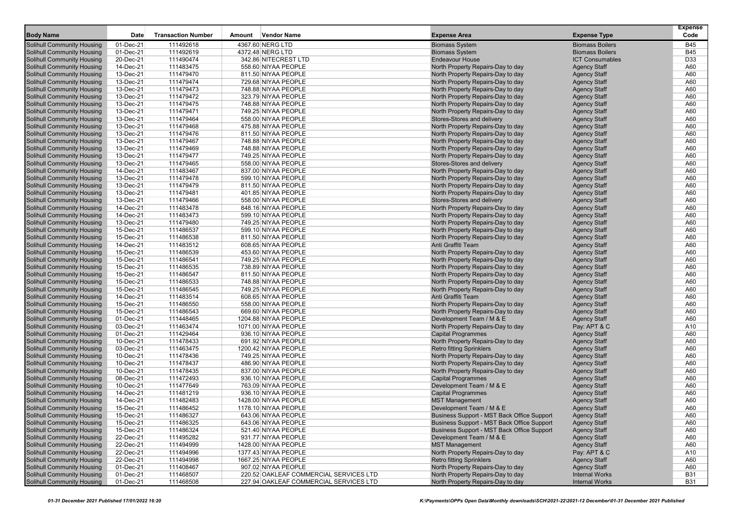| Body Name | Date | Transaction Number | Amount | Vendor Name | Expense Area | Expense Type | Expense Code |
|---|---|---|---|---|---|---|---|
| Solihull Community Housing | 01-Dec-21 | 111492618 | 4367.60 | NERG LTD | Biomass System | Biomass Boilers | B45 |
| Solihull Community Housing | 01-Dec-21 | 111492619 | 4372.48 | NERG LTD | Biomass System | Biomass Boilers | B45 |
| Solihull Community Housing | 20-Dec-21 | 111490474 | 342.86 | NITECREST LTD | Endeavour House | ICT Consumables | D33 |
| Solihull Community Housing | 14-Dec-21 | 111483475 | 558.60 | NIYAA PEOPLE | North Property Repairs-Day to day | Agency Staff | A60 |
| Solihull Community Housing | 13-Dec-21 | 111479470 | 811.50 | NIYAA PEOPLE | North Property Repairs-Day to day | Agency Staff | A60 |
| Solihull Community Housing | 13-Dec-21 | 111479474 | 729.68 | NIYAA PEOPLE | North Property Repairs-Day to day | Agency Staff | A60 |
| Solihull Community Housing | 13-Dec-21 | 111479473 | 748.88 | NIYAA PEOPLE | North Property Repairs-Day to day | Agency Staff | A60 |
| Solihull Community Housing | 13-Dec-21 | 111479472 | 323.79 | NIYAA PEOPLE | North Property Repairs-Day to day | Agency Staff | A60 |
| Solihull Community Housing | 13-Dec-21 | 111479475 | 748.88 | NIYAA PEOPLE | North Property Repairs-Day to day | Agency Staff | A60 |
| Solihull Community Housing | 13-Dec-21 | 111479471 | 749.25 | NIYAA PEOPLE | North Property Repairs-Day to day | Agency Staff | A60 |
| Solihull Community Housing | 13-Dec-21 | 111479464 | 558.00 | NIYAA PEOPLE | Stores-Stores and delivery | Agency Staff | A60 |
| Solihull Community Housing | 13-Dec-21 | 111479468 | 475.88 | NIYAA PEOPLE | North Property Repairs-Day to day | Agency Staff | A60 |
| Solihull Community Housing | 13-Dec-21 | 111479476 | 811.50 | NIYAA PEOPLE | North Property Repairs-Day to day | Agency Staff | A60 |
| Solihull Community Housing | 13-Dec-21 | 111479467 | 748.88 | NIYAA PEOPLE | North Property Repairs-Day to day | Agency Staff | A60 |
| Solihull Community Housing | 13-Dec-21 | 111479469 | 748.88 | NIYAA PEOPLE | North Property Repairs-Day to day | Agency Staff | A60 |
| Solihull Community Housing | 13-Dec-21 | 111479477 | 749.25 | NIYAA PEOPLE | North Property Repairs-Day to day | Agency Staff | A60 |
| Solihull Community Housing | 13-Dec-21 | 111479465 | 558.00 | NIYAA PEOPLE | Stores-Stores and delivery | Agency Staff | A60 |
| Solihull Community Housing | 14-Dec-21 | 111483467 | 837.00 | NIYAA PEOPLE | North Property Repairs-Day to day | Agency Staff | A60 |
| Solihull Community Housing | 13-Dec-21 | 111479478 | 599.10 | NIYAA PEOPLE | North Property Repairs-Day to day | Agency Staff | A60 |
| Solihull Community Housing | 13-Dec-21 | 111479479 | 811.50 | NIYAA PEOPLE | North Property Repairs-Day to day | Agency Staff | A60 |
| Solihull Community Housing | 13-Dec-21 | 111479481 | 401.85 | NIYAA PEOPLE | North Property Repairs-Day to day | Agency Staff | A60 |
| Solihull Community Housing | 13-Dec-21 | 111479466 | 558.00 | NIYAA PEOPLE | Stores-Stores and delivery | Agency Staff | A60 |
| Solihull Community Housing | 14-Dec-21 | 111483478 | 848.16 | NIYAA PEOPLE | North Property Repairs-Day to day | Agency Staff | A60 |
| Solihull Community Housing | 14-Dec-21 | 111483473 | 599.10 | NIYAA PEOPLE | North Property Repairs-Day to day | Agency Staff | A60 |
| Solihull Community Housing | 13-Dec-21 | 111479480 | 749.25 | NIYAA PEOPLE | North Property Repairs-Day to day | Agency Staff | A60 |
| Solihull Community Housing | 15-Dec-21 | 111486537 | 599.10 | NIYAA PEOPLE | North Property Repairs-Day to day | Agency Staff | A60 |
| Solihull Community Housing | 15-Dec-21 | 111486538 | 811.50 | NIYAA PEOPLE | North Property Repairs-Day to day | Agency Staff | A60 |
| Solihull Community Housing | 14-Dec-21 | 111483512 | 608.65 | NIYAA PEOPLE | Anti Graffiti Team | Agency Staff | A60 |
| Solihull Community Housing | 15-Dec-21 | 111486539 | 453.60 | NIYAA PEOPLE | North Property Repairs-Day to day | Agency Staff | A60 |
| Solihull Community Housing | 15-Dec-21 | 111486541 | 749.25 | NIYAA PEOPLE | North Property Repairs-Day to day | Agency Staff | A60 |
| Solihull Community Housing | 15-Dec-21 | 111486535 | 738.89 | NIYAA PEOPLE | North Property Repairs-Day to day | Agency Staff | A60 |
| Solihull Community Housing | 15-Dec-21 | 111486547 | 811.50 | NIYAA PEOPLE | North Property Repairs-Day to day | Agency Staff | A60 |
| Solihull Community Housing | 15-Dec-21 | 111486533 | 748.88 | NIYAA PEOPLE | North Property Repairs-Day to day | Agency Staff | A60 |
| Solihull Community Housing | 15-Dec-21 | 111486545 | 749.25 | NIYAA PEOPLE | North Property Repairs-Day to day | Agency Staff | A60 |
| Solihull Community Housing | 14-Dec-21 | 111483514 | 608.65 | NIYAA PEOPLE | Anti Graffiti Team | Agency Staff | A60 |
| Solihull Community Housing | 15-Dec-21 | 111486550 | 558.00 | NIYAA PEOPLE | North Property Repairs-Day to day | Agency Staff | A60 |
| Solihull Community Housing | 15-Dec-21 | 111486543 | 669.60 | NIYAA PEOPLE | North Property Repairs-Day to day | Agency Staff | A60 |
| Solihull Community Housing | 01-Dec-21 | 111448465 | 1204.88 | NIYAA PEOPLE | Development Team / M & E | Agency Staff | A60 |
| Solihull Community Housing | 03-Dec-21 | 111463474 | 1071.00 | NIYAA PEOPLE | North Property Repairs-Day to day | Pay: APT & C | A10 |
| Solihull Community Housing | 01-Dec-21 | 111429464 | 936.10 | NIYAA PEOPLE | Capital Programmes | Agency Staff | A60 |
| Solihull Community Housing | 10-Dec-21 | 111478433 | 691.92 | NIYAA PEOPLE | North Property Repairs-Day to day | Agency Staff | A60 |
| Solihull Community Housing | 03-Dec-21 | 111463475 | 1200.42 | NIYAA PEOPLE | Retro fitting Sprinklers | Agency Staff | A60 |
| Solihull Community Housing | 10-Dec-21 | 111478436 | 749.25 | NIYAA PEOPLE | North Property Repairs-Day to day | Agency Staff | A60 |
| Solihull Community Housing | 10-Dec-21 | 111478437 | 486.90 | NIYAA PEOPLE | North Property Repairs-Day to day | Agency Staff | A60 |
| Solihull Community Housing | 10-Dec-21 | 111478435 | 837.00 | NIYAA PEOPLE | North Property Repairs-Day to day | Agency Staff | A60 |
| Solihull Community Housing | 08-Dec-21 | 111472493 | 936.10 | NIYAA PEOPLE | Capital Programmes | Agency Staff | A60 |
| Solihull Community Housing | 10-Dec-21 | 111477649 | 763.09 | NIYAA PEOPLE | Development Team / M & E | Agency Staff | A60 |
| Solihull Community Housing | 14-Dec-21 | 111481219 | 936.10 | NIYAA PEOPLE | Capital Programmes | Agency Staff | A60 |
| Solihull Community Housing | 14-Dec-21 | 111482483 | 1428.00 | NIYAA PEOPLE | MST Management | Agency Staff | A60 |
| Solihull Community Housing | 15-Dec-21 | 111486452 | 1178.10 | NIYAA PEOPLE | Development Team / M & E | Agency Staff | A60 |
| Solihull Community Housing | 15-Dec-21 | 111486327 | 643.06 | NIYAA PEOPLE | Business Support - MST Back Office Support | Agency Staff | A60 |
| Solihull Community Housing | 15-Dec-21 | 111486325 | 643.06 | NIYAA PEOPLE | Business Support - MST Back Office Support | Agency Staff | A60 |
| Solihull Community Housing | 15-Dec-21 | 111486324 | 521.40 | NIYAA PEOPLE | Business Support - MST Back Office Support | Agency Staff | A60 |
| Solihull Community Housing | 22-Dec-21 | 111495282 | 931.77 | NIYAA PEOPLE | Development Team / M & E | Agency Staff | A60 |
| Solihull Community Housing | 22-Dec-21 | 111494999 | 1428.00 | NIYAA PEOPLE | MST Management | Agency Staff | A60 |
| Solihull Community Housing | 22-Dec-21 | 111494996 | 1377.43 | NIYAA PEOPLE | North Property Repairs-Day to day | Pay: APT & C | A10 |
| Solihull Community Housing | 22-Dec-21 | 111494998 | 1667.25 | NIYAA PEOPLE | Retro fitting Sprinklers | Agency Staff | A60 |
| Solihull Community Housing | 01-Dec-21 | 111408467 | 907.02 | NIYAA PEOPLE | North Property Repairs-Day to day | Agency Staff | A60 |
| Solihull Community Housing | 01-Dec-21 | 111468507 | 220.52 | OAKLEAF COMMERCIAL SERVICES LTD | North Property Repairs-Day to day | Internal Works | B31 |
| Solihull Community Housing | 01-Dec-21 | 111468508 | 227.94 | OAKLEAF COMMERCIAL SERVICES LTD | North Property Repairs-Day to day | Internal Works | B31 |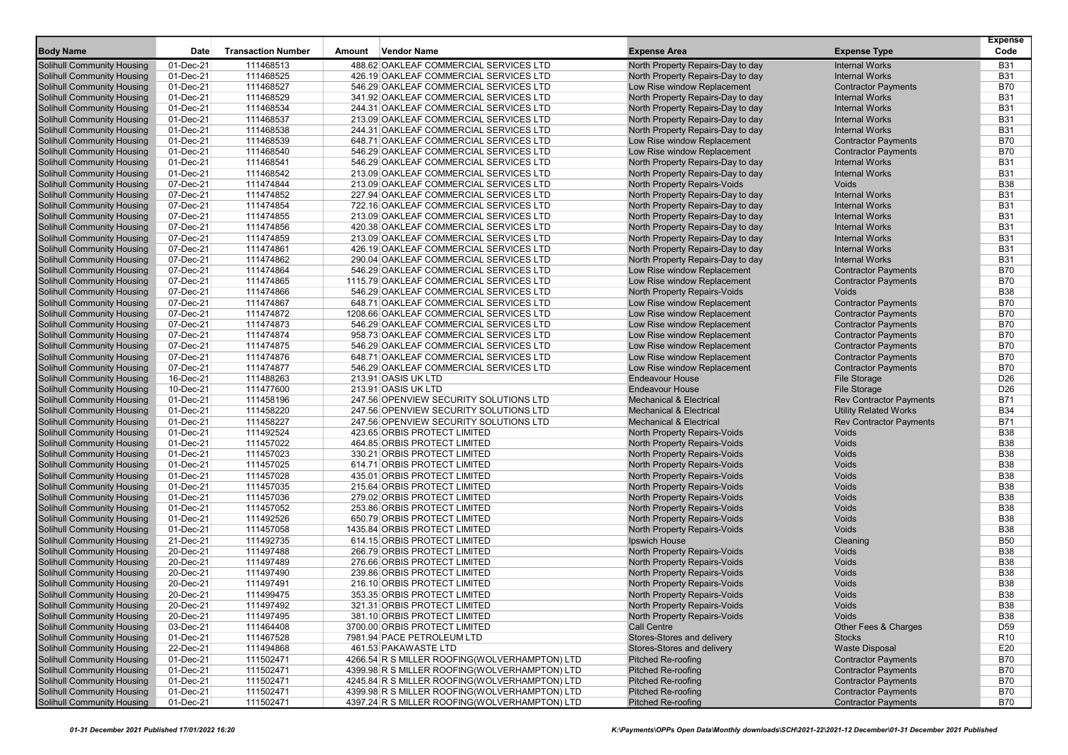| Body Name | Date | Transaction Number | Amount | Vendor Name | Expense Area | Expense Type | Expense Code |
|---|---|---|---|---|---|---|---|
| Solihull Community Housing | 01-Dec-21 | 111468513 | 488.62 | OAKLEAF COMMERCIAL SERVICES LTD | North Property Repairs-Day to day | Internal Works | B31 |
| Solihull Community Housing | 01-Dec-21 | 111468525 | 426.19 | OAKLEAF COMMERCIAL SERVICES LTD | North Property Repairs-Day to day | Internal Works | B31 |
| Solihull Community Housing | 01-Dec-21 | 111468527 | 546.29 | OAKLEAF COMMERCIAL SERVICES LTD | Low Rise window Replacement | Contractor Payments | B70 |
| Solihull Community Housing | 01-Dec-21 | 111468529 | 341.92 | OAKLEAF COMMERCIAL SERVICES LTD | North Property Repairs-Day to day | Internal Works | B31 |
| Solihull Community Housing | 01-Dec-21 | 111468534 | 244.31 | OAKLEAF COMMERCIAL SERVICES LTD | North Property Repairs-Day to day | Internal Works | B31 |
| Solihull Community Housing | 01-Dec-21 | 111468537 | 213.09 | OAKLEAF COMMERCIAL SERVICES LTD | North Property Repairs-Day to day | Internal Works | B31 |
| Solihull Community Housing | 01-Dec-21 | 111468538 | 244.31 | OAKLEAF COMMERCIAL SERVICES LTD | North Property Repairs-Day to day | Internal Works | B31 |
| Solihull Community Housing | 01-Dec-21 | 111468539 | 648.71 | OAKLEAF COMMERCIAL SERVICES LTD | Low Rise window Replacement | Contractor Payments | B70 |
| Solihull Community Housing | 01-Dec-21 | 111468540 | 546.29 | OAKLEAF COMMERCIAL SERVICES LTD | Low Rise window Replacement | Contractor Payments | B70 |
| Solihull Community Housing | 01-Dec-21 | 111468541 | 546.29 | OAKLEAF COMMERCIAL SERVICES LTD | North Property Repairs-Day to day | Internal Works | B31 |
| Solihull Community Housing | 01-Dec-21 | 111468542 | 213.09 | OAKLEAF COMMERCIAL SERVICES LTD | North Property Repairs-Day to day | Internal Works | B31 |
| Solihull Community Housing | 07-Dec-21 | 111474844 | 213.09 | OAKLEAF COMMERCIAL SERVICES LTD | North Property Repairs-Voids | Voids | B38 |
| Solihull Community Housing | 07-Dec-21 | 111474852 | 227.94 | OAKLEAF COMMERCIAL SERVICES LTD | North Property Repairs-Day to day | Internal Works | B31 |
| Solihull Community Housing | 07-Dec-21 | 111474854 | 722.16 | OAKLEAF COMMERCIAL SERVICES LTD | North Property Repairs-Day to day | Internal Works | B31 |
| Solihull Community Housing | 07-Dec-21 | 111474855 | 213.09 | OAKLEAF COMMERCIAL SERVICES LTD | North Property Repairs-Day to day | Internal Works | B31 |
| Solihull Community Housing | 07-Dec-21 | 111474856 | 420.38 | OAKLEAF COMMERCIAL SERVICES LTD | North Property Repairs-Day to day | Internal Works | B31 |
| Solihull Community Housing | 07-Dec-21 | 111474859 | 213.09 | OAKLEAF COMMERCIAL SERVICES LTD | North Property Repairs-Day to day | Internal Works | B31 |
| Solihull Community Housing | 07-Dec-21 | 111474861 | 426.19 | OAKLEAF COMMERCIAL SERVICES LTD | North Property Repairs-Day to day | Internal Works | B31 |
| Solihull Community Housing | 07-Dec-21 | 111474862 | 290.04 | OAKLEAF COMMERCIAL SERVICES LTD | North Property Repairs-Day to day | Internal Works | B31 |
| Solihull Community Housing | 07-Dec-21 | 111474864 | 546.29 | OAKLEAF COMMERCIAL SERVICES LTD | Low Rise window Replacement | Contractor Payments | B70 |
| Solihull Community Housing | 07-Dec-21 | 111474865 | 1115.79 | OAKLEAF COMMERCIAL SERVICES LTD | Low Rise window Replacement | Contractor Payments | B70 |
| Solihull Community Housing | 07-Dec-21 | 111474866 | 546.29 | OAKLEAF COMMERCIAL SERVICES LTD | North Property Repairs-Voids | Voids | B38 |
| Solihull Community Housing | 07-Dec-21 | 111474867 | 648.71 | OAKLEAF COMMERCIAL SERVICES LTD | Low Rise window Replacement | Contractor Payments | B70 |
| Solihull Community Housing | 07-Dec-21 | 111474872 | 1208.66 | OAKLEAF COMMERCIAL SERVICES LTD | Low Rise window Replacement | Contractor Payments | B70 |
| Solihull Community Housing | 07-Dec-21 | 111474873 | 546.29 | OAKLEAF COMMERCIAL SERVICES LTD | Low Rise window Replacement | Contractor Payments | B70 |
| Solihull Community Housing | 07-Dec-21 | 111474874 | 958.73 | OAKLEAF COMMERCIAL SERVICES LTD | Low Rise window Replacement | Contractor Payments | B70 |
| Solihull Community Housing | 07-Dec-21 | 111474875 | 546.29 | OAKLEAF COMMERCIAL SERVICES LTD | Low Rise window Replacement | Contractor Payments | B70 |
| Solihull Community Housing | 07-Dec-21 | 111474876 | 648.71 | OAKLEAF COMMERCIAL SERVICES LTD | Low Rise window Replacement | Contractor Payments | B70 |
| Solihull Community Housing | 07-Dec-21 | 111474877 | 546.29 | OAKLEAF COMMERCIAL SERVICES LTD | Low Rise window Replacement | Contractor Payments | B70 |
| Solihull Community Housing | 16-Dec-21 | 111488263 | 213.91 | OASIS UK LTD | Endeavour House | File Storage | D26 |
| Solihull Community Housing | 10-Dec-21 | 111477600 | 213.91 | OASIS UK LTD | Endeavour House | File Storage | D26 |
| Solihull Community Housing | 01-Dec-21 | 111458196 | 247.56 | OPENVIEW SECURITY SOLUTIONS LTD | Mechanical & Electrical | Rev Contractor Payments | B71 |
| Solihull Community Housing | 01-Dec-21 | 111458220 | 247.56 | OPENVIEW SECURITY SOLUTIONS LTD | Mechanical & Electrical | Utility Related Works | B34 |
| Solihull Community Housing | 01-Dec-21 | 111458227 | 247.56 | OPENVIEW SECURITY SOLUTIONS LTD | Mechanical & Electrical | Rev Contractor Payments | B71 |
| Solihull Community Housing | 01-Dec-21 | 111492524 | 423.65 | ORBIS PROTECT LIMITED | North Property Repairs-Voids | Voids | B38 |
| Solihull Community Housing | 01-Dec-21 | 111457022 | 464.85 | ORBIS PROTECT LIMITED | North Property Repairs-Voids | Voids | B38 |
| Solihull Community Housing | 01-Dec-21 | 111457023 | 330.21 | ORBIS PROTECT LIMITED | North Property Repairs-Voids | Voids | B38 |
| Solihull Community Housing | 01-Dec-21 | 111457025 | 614.71 | ORBIS PROTECT LIMITED | North Property Repairs-Voids | Voids | B38 |
| Solihull Community Housing | 01-Dec-21 | 111457028 | 435.01 | ORBIS PROTECT LIMITED | North Property Repairs-Voids | Voids | B38 |
| Solihull Community Housing | 01-Dec-21 | 111457035 | 215.64 | ORBIS PROTECT LIMITED | North Property Repairs-Voids | Voids | B38 |
| Solihull Community Housing | 01-Dec-21 | 111457036 | 279.02 | ORBIS PROTECT LIMITED | North Property Repairs-Voids | Voids | B38 |
| Solihull Community Housing | 01-Dec-21 | 111457052 | 253.86 | ORBIS PROTECT LIMITED | North Property Repairs-Voids | Voids | B38 |
| Solihull Community Housing | 01-Dec-21 | 111492526 | 650.79 | ORBIS PROTECT LIMITED | North Property Repairs-Voids | Voids | B38 |
| Solihull Community Housing | 01-Dec-21 | 111457058 | 1435.84 | ORBIS PROTECT LIMITED | North Property Repairs-Voids | Voids | B38 |
| Solihull Community Housing | 21-Dec-21 | 111492735 | 614.15 | ORBIS PROTECT LIMITED | Ipswich House | Cleaning | B50 |
| Solihull Community Housing | 20-Dec-21 | 111497488 | 266.79 | ORBIS PROTECT LIMITED | North Property Repairs-Voids | Voids | B38 |
| Solihull Community Housing | 20-Dec-21 | 111497489 | 276.66 | ORBIS PROTECT LIMITED | North Property Repairs-Voids | Voids | B38 |
| Solihull Community Housing | 20-Dec-21 | 111497490 | 239.86 | ORBIS PROTECT LIMITED | North Property Repairs-Voids | Voids | B38 |
| Solihull Community Housing | 20-Dec-21 | 111497491 | 216.10 | ORBIS PROTECT LIMITED | North Property Repairs-Voids | Voids | B38 |
| Solihull Community Housing | 20-Dec-21 | 111499475 | 353.35 | ORBIS PROTECT LIMITED | North Property Repairs-Voids | Voids | B38 |
| Solihull Community Housing | 20-Dec-21 | 111497492 | 321.31 | ORBIS PROTECT LIMITED | North Property Repairs-Voids | Voids | B38 |
| Solihull Community Housing | 20-Dec-21 | 111497495 | 381.10 | ORBIS PROTECT LIMITED | North Property Repairs-Voids | Voids | B38 |
| Solihull Community Housing | 03-Dec-21 | 111464408 | 3700.00 | ORBIS PROTECT LIMITED | Call Centre | Other Fees & Charges | D59 |
| Solihull Community Housing | 01-Dec-21 | 111467528 | 7981.94 | PACE PETROLEUM LTD | Stores-Stores and delivery | Stocks | R10 |
| Solihull Community Housing | 22-Dec-21 | 111494868 | 461.53 | PAKAWASTE LTD | Stores-Stores and delivery | Waste Disposal | E20 |
| Solihull Community Housing | 01-Dec-21 | 111502471 | 4266.54 | R S MILLER ROOFING(WOLVERHAMPTON) LTD | Pitched Re-roofing | Contractor Payments | B70 |
| Solihull Community Housing | 01-Dec-21 | 111502471 | 4399.98 | R S MILLER ROOFING(WOLVERHAMPTON) LTD | Pitched Re-roofing | Contractor Payments | B70 |
| Solihull Community Housing | 01-Dec-21 | 111502471 | 4245.84 | R S MILLER ROOFING(WOLVERHAMPTON) LTD | Pitched Re-roofing | Contractor Payments | B70 |
| Solihull Community Housing | 01-Dec-21 | 111502471 | 4399.98 | R S MILLER ROOFING(WOLVERHAMPTON) LTD | Pitched Re-roofing | Contractor Payments | B70 |
| Solihull Community Housing | 01-Dec-21 | 111502471 | 4397.24 | R S MILLER ROOFING(WOLVERHAMPTON) LTD | Pitched Re-roofing | Contractor Payments | B70 |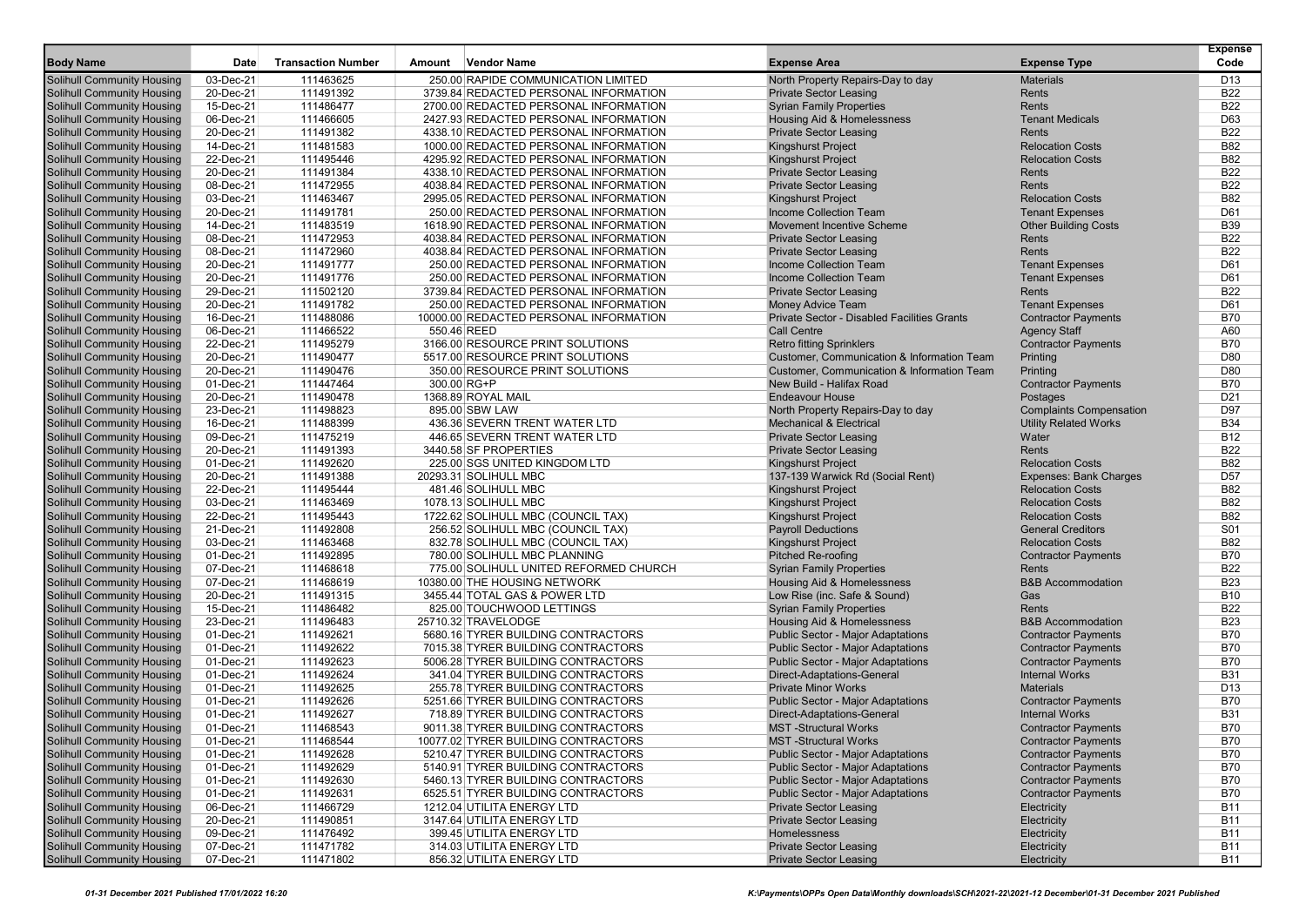| Body Name | Date | Transaction Number | Amount | Vendor Name | Expense Area | Expense Type | Expense Code |
|---|---|---|---|---|---|---|---|
| Solihull Community Housing | 03-Dec-21 | 111463625 | 250.00 | RAPIDE COMMUNICATION LIMITED | North Property Repairs-Day to day | Materials | D13 |
| Solihull Community Housing | 20-Dec-21 | 111491392 | 3739.84 | REDACTED PERSONAL INFORMATION | Private Sector Leasing | Rents | B22 |
| Solihull Community Housing | 15-Dec-21 | 111486477 | 2700.00 | REDACTED PERSONAL INFORMATION | Syrian Family Properties | Rents | B22 |
| Solihull Community Housing | 06-Dec-21 | 111466605 | 2427.93 | REDACTED PERSONAL INFORMATION | Housing Aid & Homelessness | Tenant Medicals | D63 |
| Solihull Community Housing | 20-Dec-21 | 111491382 | 4338.10 | REDACTED PERSONAL INFORMATION | Private Sector Leasing | Rents | B22 |
| Solihull Community Housing | 14-Dec-21 | 111481583 | 1000.00 | REDACTED PERSONAL INFORMATION | Kingshurst Project | Relocation Costs | B82 |
| Solihull Community Housing | 22-Dec-21 | 111495446 | 4295.92 | REDACTED PERSONAL INFORMATION | Kingshurst Project | Relocation Costs | B82 |
| Solihull Community Housing | 20-Dec-21 | 111491384 | 4338.10 | REDACTED PERSONAL INFORMATION | Private Sector Leasing | Rents | B22 |
| Solihull Community Housing | 08-Dec-21 | 111472955 | 4038.84 | REDACTED PERSONAL INFORMATION | Private Sector Leasing | Rents | B22 |
| Solihull Community Housing | 03-Dec-21 | 111463467 | 2995.05 | REDACTED PERSONAL INFORMATION | Kingshurst Project | Relocation Costs | B82 |
| Solihull Community Housing | 20-Dec-21 | 111491781 | 250.00 | REDACTED PERSONAL INFORMATION | Income Collection Team | Tenant Expenses | D61 |
| Solihull Community Housing | 14-Dec-21 | 111483519 | 1618.90 | REDACTED PERSONAL INFORMATION | Movement Incentive Scheme | Other Building Costs | B39 |
| Solihull Community Housing | 08-Dec-21 | 111472953 | 4038.84 | REDACTED PERSONAL INFORMATION | Private Sector Leasing | Rents | B22 |
| Solihull Community Housing | 08-Dec-21 | 111472960 | 4038.84 | REDACTED PERSONAL INFORMATION | Private Sector Leasing | Rents | B22 |
| Solihull Community Housing | 20-Dec-21 | 111491777 | 250.00 | REDACTED PERSONAL INFORMATION | Income Collection Team | Tenant Expenses | D61 |
| Solihull Community Housing | 20-Dec-21 | 111491776 | 250.00 | REDACTED PERSONAL INFORMATION | Income Collection Team | Tenant Expenses | D61 |
| Solihull Community Housing | 29-Dec-21 | 111502120 | 3739.84 | REDACTED PERSONAL INFORMATION | Private Sector Leasing | Rents | B22 |
| Solihull Community Housing | 20-Dec-21 | 111491782 | 250.00 | REDACTED PERSONAL INFORMATION | Money Advice Team | Tenant Expenses | D61 |
| Solihull Community Housing | 16-Dec-21 | 111488086 | 10000.00 | REDACTED PERSONAL INFORMATION | Private Sector - Disabled Facilities Grants | Contractor Payments | B70 |
| Solihull Community Housing | 06-Dec-21 | 111466522 | 550.46 | REED | Call Centre | Agency Staff | A60 |
| Solihull Community Housing | 22-Dec-21 | 111495279 | 3166.00 | RESOURCE PRINT SOLUTIONS | Retro fitting Sprinklers | Contractor Payments | B70 |
| Solihull Community Housing | 20-Dec-21 | 111490477 | 5517.00 | RESOURCE PRINT SOLUTIONS | Customer, Communication & Information Team | Printing | D80 |
| Solihull Community Housing | 20-Dec-21 | 111490476 | 350.00 | RESOURCE PRINT SOLUTIONS | Customer, Communication & Information Team | Printing | D80 |
| Solihull Community Housing | 01-Dec-21 | 111447464 | 300.00 | RG+P | New Build - Halifax Road | Contractor Payments | B70 |
| Solihull Community Housing | 20-Dec-21 | 111490478 | 1368.89 | ROYAL MAIL | Endeavour House | Postages | D21 |
| Solihull Community Housing | 23-Dec-21 | 111498823 | 895.00 | SBW LAW | North Property Repairs-Day to day | Complaints Compensation | D97 |
| Solihull Community Housing | 16-Dec-21 | 111488399 | 436.36 | SEVERN TRENT WATER LTD | Mechanical & Electrical | Utility Related Works | B34 |
| Solihull Community Housing | 09-Dec-21 | 111475219 | 446.65 | SEVERN TRENT WATER LTD | Private Sector Leasing | Water | B12 |
| Solihull Community Housing | 20-Dec-21 | 111491393 | 3440.58 | SF PROPERTIES | Private Sector Leasing | Rents | B22 |
| Solihull Community Housing | 01-Dec-21 | 111492620 | 225.00 | SGS UNITED KINGDOM LTD | Kingshurst Project | Relocation Costs | B82 |
| Solihull Community Housing | 20-Dec-21 | 111491388 | 20293.31 | SOLIHULL MBC | 137-139 Warwick Rd (Social Rent) | Expenses: Bank Charges | D57 |
| Solihull Community Housing | 22-Dec-21 | 111495444 | 481.46 | SOLIHULL MBC | Kingshurst Project | Relocation Costs | B82 |
| Solihull Community Housing | 03-Dec-21 | 111463469 | 1078.13 | SOLIHULL MBC | Kingshurst Project | Relocation Costs | B82 |
| Solihull Community Housing | 22-Dec-21 | 111495443 | 1722.62 | SOLIHULL MBC (COUNCIL TAX) | Kingshurst Project | Relocation Costs | B82 |
| Solihull Community Housing | 21-Dec-21 | 111492808 | 256.52 | SOLIHULL MBC (COUNCIL TAX) | Payroll Deductions | General Creditors | S01 |
| Solihull Community Housing | 03-Dec-21 | 111463468 | 832.78 | SOLIHULL MBC (COUNCIL TAX) | Kingshurst Project | Relocation Costs | B82 |
| Solihull Community Housing | 01-Dec-21 | 111492895 | 780.00 | SOLIHULL MBC PLANNING | Pitched Re-roofing | Contractor Payments | B70 |
| Solihull Community Housing | 07-Dec-21 | 111468618 | 775.00 | SOLIHULL UNITED REFORMED CHURCH | Syrian Family Properties | Rents | B22 |
| Solihull Community Housing | 07-Dec-21 | 111468619 | 10380.00 | THE HOUSING NETWORK | Housing Aid & Homelessness | B&B Accommodation | B23 |
| Solihull Community Housing | 20-Dec-21 | 111491315 | 3455.44 | TOTAL GAS & POWER LTD | Low Rise (inc. Safe & Sound) | Gas | B10 |
| Solihull Community Housing | 15-Dec-21 | 111486482 | 825.00 | TOUCHWOOD LETTINGS | Syrian Family Properties | Rents | B22 |
| Solihull Community Housing | 23-Dec-21 | 111496483 | 25710.32 | TRAVELODGE | Housing Aid & Homelessness | B&B Accommodation | B23 |
| Solihull Community Housing | 01-Dec-21 | 111492621 | 5680.16 | TYRER BUILDING CONTRACTORS | Public Sector - Major Adaptations | Contractor Payments | B70 |
| Solihull Community Housing | 01-Dec-21 | 111492622 | 7015.38 | TYRER BUILDING CONTRACTORS | Public Sector - Major Adaptations | Contractor Payments | B70 |
| Solihull Community Housing | 01-Dec-21 | 111492623 | 5006.28 | TYRER BUILDING CONTRACTORS | Public Sector - Major Adaptations | Contractor Payments | B70 |
| Solihull Community Housing | 01-Dec-21 | 111492624 | 341.04 | TYRER BUILDING CONTRACTORS | Direct-Adaptations-General | Internal Works | B31 |
| Solihull Community Housing | 01-Dec-21 | 111492625 | 255.78 | TYRER BUILDING CONTRACTORS | Private Minor Works | Materials | D13 |
| Solihull Community Housing | 01-Dec-21 | 111492626 | 5251.66 | TYRER BUILDING CONTRACTORS | Public Sector - Major Adaptations | Contractor Payments | B70 |
| Solihull Community Housing | 01-Dec-21 | 111492627 | 718.89 | TYRER BUILDING CONTRACTORS | Direct-Adaptations-General | Internal Works | B31 |
| Solihull Community Housing | 01-Dec-21 | 111468543 | 9011.38 | TYRER BUILDING CONTRACTORS | MST -Structural Works | Contractor Payments | B70 |
| Solihull Community Housing | 01-Dec-21 | 111468544 | 10077.02 | TYRER BUILDING CONTRACTORS | MST -Structural Works | Contractor Payments | B70 |
| Solihull Community Housing | 01-Dec-21 | 111492628 | 5210.47 | TYRER BUILDING CONTRACTORS | Public Sector - Major Adaptations | Contractor Payments | B70 |
| Solihull Community Housing | 01-Dec-21 | 111492629 | 5140.91 | TYRER BUILDING CONTRACTORS | Public Sector - Major Adaptations | Contractor Payments | B70 |
| Solihull Community Housing | 01-Dec-21 | 111492630 | 5460.13 | TYRER BUILDING CONTRACTORS | Public Sector - Major Adaptations | Contractor Payments | B70 |
| Solihull Community Housing | 01-Dec-21 | 111492631 | 6525.51 | TYRER BUILDING CONTRACTORS | Public Sector - Major Adaptations | Contractor Payments | B70 |
| Solihull Community Housing | 06-Dec-21 | 111466729 | 1212.04 | UTILITA ENERGY LTD | Private Sector Leasing | Electricity | B11 |
| Solihull Community Housing | 20-Dec-21 | 111490851 | 3147.64 | UTILITA ENERGY LTD | Private Sector Leasing | Electricity | B11 |
| Solihull Community Housing | 09-Dec-21 | 111476492 | 399.45 | UTILITA ENERGY LTD | Homelessness | Electricity | B11 |
| Solihull Community Housing | 07-Dec-21 | 111471782 | 314.03 | UTILITA ENERGY LTD | Private Sector Leasing | Electricity | B11 |
| Solihull Community Housing | 07-Dec-21 | 111471802 | 856.32 | UTILITA ENERGY LTD | Private Sector Leasing | Electricity | B11 |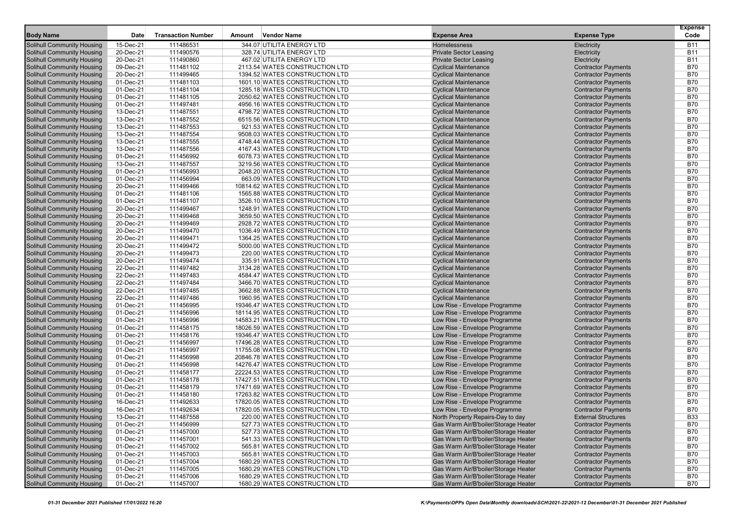| Body Name | Date | Transaction Number | Amount | Vendor Name | Expense Area | Expense Type | Expense Code |
|---|---|---|---|---|---|---|---|
| Solihull Community Housing | 15-Dec-21 | 111486531 | 344.07 | UTILITA ENERGY LTD | Homelessness | Electricity | B11 |
| Solihull Community Housing | 20-Dec-21 | 111490576 | 328.74 | UTILITA ENERGY LTD | Private Sector Leasing | Electricity | B11 |
| Solihull Community Housing | 20-Dec-21 | 111490860 | 467.02 | UTILITA ENERGY LTD | Private Sector Leasing | Electricity | B11 |
| Solihull Community Housing | 09-Dec-21 | 111481102 | 2113.54 | WATES CONSTRUCTION LTD | Cyclical Maintenance | Contractor Payments | B70 |
| Solihull Community Housing | 20-Dec-21 | 111499465 | 1394.52 | WATES CONSTRUCTION LTD | Cyclical Maintenance | Contractor Payments | B70 |
| Solihull Community Housing | 01-Dec-21 | 111481103 | 1601.10 | WATES CONSTRUCTION LTD | Cyclical Maintenance | Contractor Payments | B70 |
| Solihull Community Housing | 01-Dec-21 | 111481104 | 1285.18 | WATES CONSTRUCTION LTD | Cyclical Maintenance | Contractor Payments | B70 |
| Solihull Community Housing | 01-Dec-21 | 111481105 | 2050.62 | WATES CONSTRUCTION LTD | Cyclical Maintenance | Contractor Payments | B70 |
| Solihull Community Housing | 01-Dec-21 | 111497481 | 4956.16 | WATES CONSTRUCTION LTD | Cyclical Maintenance | Contractor Payments | B70 |
| Solihull Community Housing | 13-Dec-21 | 111487551 | 4798.72 | WATES CONSTRUCTION LTD | Cyclical Maintenance | Contractor Payments | B70 |
| Solihull Community Housing | 13-Dec-21 | 111487552 | 6515.56 | WATES CONSTRUCTION LTD | Cyclical Maintenance | Contractor Payments | B70 |
| Solihull Community Housing | 13-Dec-21 | 111487553 | 921.53 | WATES CONSTRUCTION LTD | Cyclical Maintenance | Contractor Payments | B70 |
| Solihull Community Housing | 13-Dec-21 | 111487554 | 9508.03 | WATES CONSTRUCTION LTD | Cyclical Maintenance | Contractor Payments | B70 |
| Solihull Community Housing | 13-Dec-21 | 111487555 | 4748.44 | WATES CONSTRUCTION LTD | Cyclical Maintenance | Contractor Payments | B70 |
| Solihull Community Housing | 13-Dec-21 | 111487556 | 4167.43 | WATES CONSTRUCTION LTD | Cyclical Maintenance | Contractor Payments | B70 |
| Solihull Community Housing | 01-Dec-21 | 111456992 | 6078.73 | WATES CONSTRUCTION LTD | Cyclical Maintenance | Contractor Payments | B70 |
| Solihull Community Housing | 13-Dec-21 | 111487557 | 3219.56 | WATES CONSTRUCTION LTD | Cyclical Maintenance | Contractor Payments | B70 |
| Solihull Community Housing | 01-Dec-21 | 111456993 | 2048.20 | WATES CONSTRUCTION LTD | Cyclical Maintenance | Contractor Payments | B70 |
| Solihull Community Housing | 01-Dec-21 | 111456994 | 663.09 | WATES CONSTRUCTION LTD | Cyclical Maintenance | Contractor Payments | B70 |
| Solihull Community Housing | 20-Dec-21 | 111499466 | 10814.62 | WATES CONSTRUCTION LTD | Cyclical Maintenance | Contractor Payments | B70 |
| Solihull Community Housing | 01-Dec-21 | 111481106 | 1565.88 | WATES CONSTRUCTION LTD | Cyclical Maintenance | Contractor Payments | B70 |
| Solihull Community Housing | 01-Dec-21 | 111481107 | 3526.10 | WATES CONSTRUCTION LTD | Cyclical Maintenance | Contractor Payments | B70 |
| Solihull Community Housing | 20-Dec-21 | 111499467 | 1248.91 | WATES CONSTRUCTION LTD | Cyclical Maintenance | Contractor Payments | B70 |
| Solihull Community Housing | 20-Dec-21 | 111499468 | 3659.50 | WATES CONSTRUCTION LTD | Cyclical Maintenance | Contractor Payments | B70 |
| Solihull Community Housing | 20-Dec-21 | 111499469 | 2928.72 | WATES CONSTRUCTION LTD | Cyclical Maintenance | Contractor Payments | B70 |
| Solihull Community Housing | 20-Dec-21 | 111499470 | 1036.49 | WATES CONSTRUCTION LTD | Cyclical Maintenance | Contractor Payments | B70 |
| Solihull Community Housing | 20-Dec-21 | 111499471 | 1364.25 | WATES CONSTRUCTION LTD | Cyclical Maintenance | Contractor Payments | B70 |
| Solihull Community Housing | 20-Dec-21 | 111499472 | 5000.00 | WATES CONSTRUCTION LTD | Cyclical Maintenance | Contractor Payments | B70 |
| Solihull Community Housing | 20-Dec-21 | 111499473 | 220.00 | WATES CONSTRUCTION LTD | Cyclical Maintenance | Contractor Payments | B70 |
| Solihull Community Housing | 20-Dec-21 | 111499474 | 335.91 | WATES CONSTRUCTION LTD | Cyclical Maintenance | Contractor Payments | B70 |
| Solihull Community Housing | 22-Dec-21 | 111497482 | 3134.28 | WATES CONSTRUCTION LTD | Cyclical Maintenance | Contractor Payments | B70 |
| Solihull Community Housing | 22-Dec-21 | 111497483 | 4584.47 | WATES CONSTRUCTION LTD | Cyclical Maintenance | Contractor Payments | B70 |
| Solihull Community Housing | 22-Dec-21 | 111497484 | 3466.70 | WATES CONSTRUCTION LTD | Cyclical Maintenance | Contractor Payments | B70 |
| Solihull Community Housing | 22-Dec-21 | 111497485 | 3662.88 | WATES CONSTRUCTION LTD | Cyclical Maintenance | Contractor Payments | B70 |
| Solihull Community Housing | 22-Dec-21 | 111497486 | 1960.95 | WATES CONSTRUCTION LTD | Cyclical Maintenance | Contractor Payments | B70 |
| Solihull Community Housing | 01-Dec-21 | 111456995 | 19346.47 | WATES CONSTRUCTION LTD | Low Rise - Envelope Programme | Contractor Payments | B70 |
| Solihull Community Housing | 01-Dec-21 | 111456996 | 18114.95 | WATES CONSTRUCTION LTD | Low Rise - Envelope Programme | Contractor Payments | B70 |
| Solihull Community Housing | 01-Dec-21 | 111456996 | 14583.21 | WATES CONSTRUCTION LTD | Low Rise - Envelope Programme | Contractor Payments | B70 |
| Solihull Community Housing | 01-Dec-21 | 111458175 | 18026.59 | WATES CONSTRUCTION LTD | Low Rise - Envelope Programme | Contractor Payments | B70 |
| Solihull Community Housing | 01-Dec-21 | 111458176 | 19346.47 | WATES CONSTRUCTION LTD | Low Rise - Envelope Programme | Contractor Payments | B70 |
| Solihull Community Housing | 01-Dec-21 | 111456997 | 17496.28 | WATES CONSTRUCTION LTD | Low Rise - Envelope Programme | Contractor Payments | B70 |
| Solihull Community Housing | 01-Dec-21 | 111456997 | 11755.08 | WATES CONSTRUCTION LTD | Low Rise - Envelope Programme | Contractor Payments | B70 |
| Solihull Community Housing | 01-Dec-21 | 111456998 | 20846.78 | WATES CONSTRUCTION LTD | Low Rise - Envelope Programme | Contractor Payments | B70 |
| Solihull Community Housing | 01-Dec-21 | 111456998 | 14276.47 | WATES CONSTRUCTION LTD | Low Rise - Envelope Programme | Contractor Payments | B70 |
| Solihull Community Housing | 01-Dec-21 | 111458177 | 22224.53 | WATES CONSTRUCTION LTD | Low Rise - Envelope Programme | Contractor Payments | B70 |
| Solihull Community Housing | 01-Dec-21 | 111458178 | 17427.51 | WATES CONSTRUCTION LTD | Low Rise - Envelope Programme | Contractor Payments | B70 |
| Solihull Community Housing | 01-Dec-21 | 111458179 | 17471.69 | WATES CONSTRUCTION LTD | Low Rise - Envelope Programme | Contractor Payments | B70 |
| Solihull Community Housing | 01-Dec-21 | 111458180 | 17263.82 | WATES CONSTRUCTION LTD | Low Rise - Envelope Programme | Contractor Payments | B70 |
| Solihull Community Housing | 16-Dec-21 | 111492633 | 17820.05 | WATES CONSTRUCTION LTD | Low Rise - Envelope Programme | Contractor Payments | B70 |
| Solihull Community Housing | 16-Dec-21 | 111492634 | 17820.05 | WATES CONSTRUCTION LTD | Low Rise - Envelope Programme | Contractor Payments | B70 |
| Solihull Community Housing | 13-Dec-21 | 111487558 | 220.00 | WATES CONSTRUCTION LTD | North Property Repairs-Day to day | External Structures | B33 |
| Solihull Community Housing | 01-Dec-21 | 111456999 | 527.73 | WATES CONSTRUCTION LTD | Gas Warm Air/B'boiler/Storage Heater | Contractor Payments | B70 |
| Solihull Community Housing | 01-Dec-21 | 111457000 | 527.73 | WATES CONSTRUCTION LTD | Gas Warm Air/B'boiler/Storage Heater | Contractor Payments | B70 |
| Solihull Community Housing | 01-Dec-21 | 111457001 | 541.33 | WATES CONSTRUCTION LTD | Gas Warm Air/B'boiler/Storage Heater | Contractor Payments | B70 |
| Solihull Community Housing | 01-Dec-21 | 111457002 | 565.81 | WATES CONSTRUCTION LTD | Gas Warm Air/B'boiler/Storage Heater | Contractor Payments | B70 |
| Solihull Community Housing | 01-Dec-21 | 111457003 | 565.81 | WATES CONSTRUCTION LTD | Gas Warm Air/B'boiler/Storage Heater | Contractor Payments | B70 |
| Solihull Community Housing | 01-Dec-21 | 111457004 | 1680.29 | WATES CONSTRUCTION LTD | Gas Warm Air/B'boiler/Storage Heater | Contractor Payments | B70 |
| Solihull Community Housing | 01-Dec-21 | 111457005 | 1680.29 | WATES CONSTRUCTION LTD | Gas Warm Air/B'boiler/Storage Heater | Contractor Payments | B70 |
| Solihull Community Housing | 01-Dec-21 | 111457006 | 1680.29 | WATES CONSTRUCTION LTD | Gas Warm Air/B'boiler/Storage Heater | Contractor Payments | B70 |
| Solihull Community Housing | 01-Dec-21 | 111457007 | 1680.29 | WATES CONSTRUCTION LTD | Gas Warm Air/B'boiler/Storage Heater | Contractor Payments | B70 |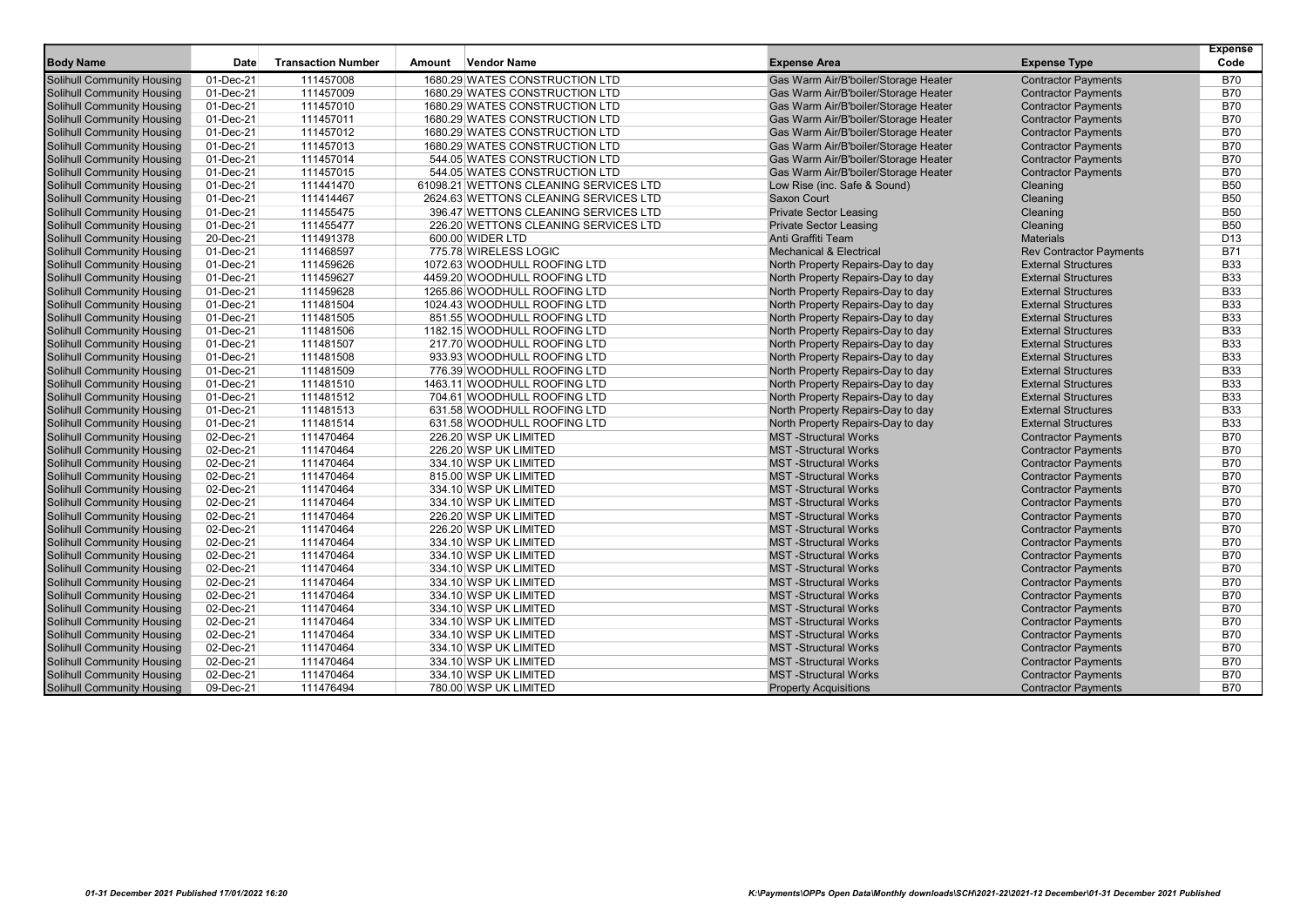| Body Name | Date | Transaction Number | Amount | Vendor Name | Expense Area | Expense Type | Expense Code |
|---|---|---|---|---|---|---|---|
| Solihull Community Housing | 01-Dec-21 | 111457008 | 1680.29 | WATES CONSTRUCTION LTD | Gas Warm Air/B'boiler/Storage Heater | Contractor Payments | B70 |
| Solihull Community Housing | 01-Dec-21 | 111457009 | 1680.29 | WATES CONSTRUCTION LTD | Gas Warm Air/B'boiler/Storage Heater | Contractor Payments | B70 |
| Solihull Community Housing | 01-Dec-21 | 111457010 | 1680.29 | WATES CONSTRUCTION LTD | Gas Warm Air/B'boiler/Storage Heater | Contractor Payments | B70 |
| Solihull Community Housing | 01-Dec-21 | 111457011 | 1680.29 | WATES CONSTRUCTION LTD | Gas Warm Air/B'boiler/Storage Heater | Contractor Payments | B70 |
| Solihull Community Housing | 01-Dec-21 | 111457012 | 1680.29 | WATES CONSTRUCTION LTD | Gas Warm Air/B'boiler/Storage Heater | Contractor Payments | B70 |
| Solihull Community Housing | 01-Dec-21 | 111457013 | 1680.29 | WATES CONSTRUCTION LTD | Gas Warm Air/B'boiler/Storage Heater | Contractor Payments | B70 |
| Solihull Community Housing | 01-Dec-21 | 111457014 | 544.05 | WATES CONSTRUCTION LTD | Gas Warm Air/B'boiler/Storage Heater | Contractor Payments | B70 |
| Solihull Community Housing | 01-Dec-21 | 111457015 | 544.05 | WATES CONSTRUCTION LTD | Gas Warm Air/B'boiler/Storage Heater | Contractor Payments | B70 |
| Solihull Community Housing | 01-Dec-21 | 111441470 | 61098.21 | WETTONS CLEANING SERVICES LTD | Low Rise (inc. Safe & Sound) | Cleaning | B50 |
| Solihull Community Housing | 01-Dec-21 | 111414467 | 2624.63 | WETTONS CLEANING SERVICES LTD | Saxon Court | Cleaning | B50 |
| Solihull Community Housing | 01-Dec-21 | 111455475 | 396.47 | WETTONS CLEANING SERVICES LTD | Private Sector Leasing | Cleaning | B50 |
| Solihull Community Housing | 01-Dec-21 | 111455477 | 226.20 | WETTONS CLEANING SERVICES LTD | Private Sector Leasing | Cleaning | B50 |
| Solihull Community Housing | 20-Dec-21 | 111491378 | 600.00 | WIDER LTD | Anti Graffiti Team | Materials | D13 |
| Solihull Community Housing | 01-Dec-21 | 111468597 | 775.78 | WIRELESS LOGIC | Mechanical & Electrical | Rev Contractor Payments | B71 |
| Solihull Community Housing | 01-Dec-21 | 111459626 | 1072.63 | WOODHULL ROOFING LTD | North Property Repairs-Day to day | External Structures | B33 |
| Solihull Community Housing | 01-Dec-21 | 111459627 | 4459.20 | WOODHULL ROOFING LTD | North Property Repairs-Day to day | External Structures | B33 |
| Solihull Community Housing | 01-Dec-21 | 111459628 | 1265.86 | WOODHULL ROOFING LTD | North Property Repairs-Day to day | External Structures | B33 |
| Solihull Community Housing | 01-Dec-21 | 111481504 | 1024.43 | WOODHULL ROOFING LTD | North Property Repairs-Day to day | External Structures | B33 |
| Solihull Community Housing | 01-Dec-21 | 111481505 | 851.55 | WOODHULL ROOFING LTD | North Property Repairs-Day to day | External Structures | B33 |
| Solihull Community Housing | 01-Dec-21 | 111481506 | 1182.15 | WOODHULL ROOFING LTD | North Property Repairs-Day to day | External Structures | B33 |
| Solihull Community Housing | 01-Dec-21 | 111481507 | 217.70 | WOODHULL ROOFING LTD | North Property Repairs-Day to day | External Structures | B33 |
| Solihull Community Housing | 01-Dec-21 | 111481508 | 933.93 | WOODHULL ROOFING LTD | North Property Repairs-Day to day | External Structures | B33 |
| Solihull Community Housing | 01-Dec-21 | 111481509 | 776.39 | WOODHULL ROOFING LTD | North Property Repairs-Day to day | External Structures | B33 |
| Solihull Community Housing | 01-Dec-21 | 111481510 | 1463.11 | WOODHULL ROOFING LTD | North Property Repairs-Day to day | External Structures | B33 |
| Solihull Community Housing | 01-Dec-21 | 111481512 | 704.61 | WOODHULL ROOFING LTD | North Property Repairs-Day to day | External Structures | B33 |
| Solihull Community Housing | 01-Dec-21 | 111481513 | 631.58 | WOODHULL ROOFING LTD | North Property Repairs-Day to day | External Structures | B33 |
| Solihull Community Housing | 01-Dec-21 | 111481514 | 631.58 | WOODHULL ROOFING LTD | North Property Repairs-Day to day | External Structures | B33 |
| Solihull Community Housing | 02-Dec-21 | 111470464 | 226.20 | WSP UK LIMITED | MST -Structural Works | Contractor Payments | B70 |
| Solihull Community Housing | 02-Dec-21 | 111470464 | 226.20 | WSP UK LIMITED | MST -Structural Works | Contractor Payments | B70 |
| Solihull Community Housing | 02-Dec-21 | 111470464 | 334.10 | WSP UK LIMITED | MST -Structural Works | Contractor Payments | B70 |
| Solihull Community Housing | 02-Dec-21 | 111470464 | 815.00 | WSP UK LIMITED | MST -Structural Works | Contractor Payments | B70 |
| Solihull Community Housing | 02-Dec-21 | 111470464 | 334.10 | WSP UK LIMITED | MST -Structural Works | Contractor Payments | B70 |
| Solihull Community Housing | 02-Dec-21 | 111470464 | 334.10 | WSP UK LIMITED | MST -Structural Works | Contractor Payments | B70 |
| Solihull Community Housing | 02-Dec-21 | 111470464 | 226.20 | WSP UK LIMITED | MST -Structural Works | Contractor Payments | B70 |
| Solihull Community Housing | 02-Dec-21 | 111470464 | 226.20 | WSP UK LIMITED | MST -Structural Works | Contractor Payments | B70 |
| Solihull Community Housing | 02-Dec-21 | 111470464 | 334.10 | WSP UK LIMITED | MST -Structural Works | Contractor Payments | B70 |
| Solihull Community Housing | 02-Dec-21 | 111470464 | 334.10 | WSP UK LIMITED | MST -Structural Works | Contractor Payments | B70 |
| Solihull Community Housing | 02-Dec-21 | 111470464 | 334.10 | WSP UK LIMITED | MST -Structural Works | Contractor Payments | B70 |
| Solihull Community Housing | 02-Dec-21 | 111470464 | 334.10 | WSP UK LIMITED | MST -Structural Works | Contractor Payments | B70 |
| Solihull Community Housing | 02-Dec-21 | 111470464 | 334.10 | WSP UK LIMITED | MST -Structural Works | Contractor Payments | B70 |
| Solihull Community Housing | 02-Dec-21 | 111470464 | 334.10 | WSP UK LIMITED | MST -Structural Works | Contractor Payments | B70 |
| Solihull Community Housing | 02-Dec-21 | 111470464 | 334.10 | WSP UK LIMITED | MST -Structural Works | Contractor Payments | B70 |
| Solihull Community Housing | 02-Dec-21 | 111470464 | 334.10 | WSP UK LIMITED | MST -Structural Works | Contractor Payments | B70 |
| Solihull Community Housing | 02-Dec-21 | 111470464 | 334.10 | WSP UK LIMITED | MST -Structural Works | Contractor Payments | B70 |
| Solihull Community Housing | 02-Dec-21 | 111470464 | 334.10 | WSP UK LIMITED | MST -Structural Works | Contractor Payments | B70 |
| Solihull Community Housing | 02-Dec-21 | 111470464 | 334.10 | WSP UK LIMITED | MST -Structural Works | Contractor Payments | B70 |
| Solihull Community Housing | 09-Dec-21 | 111476494 | 780.00 | WSP UK LIMITED | Property Acquisitions | Contractor Payments | B70 |